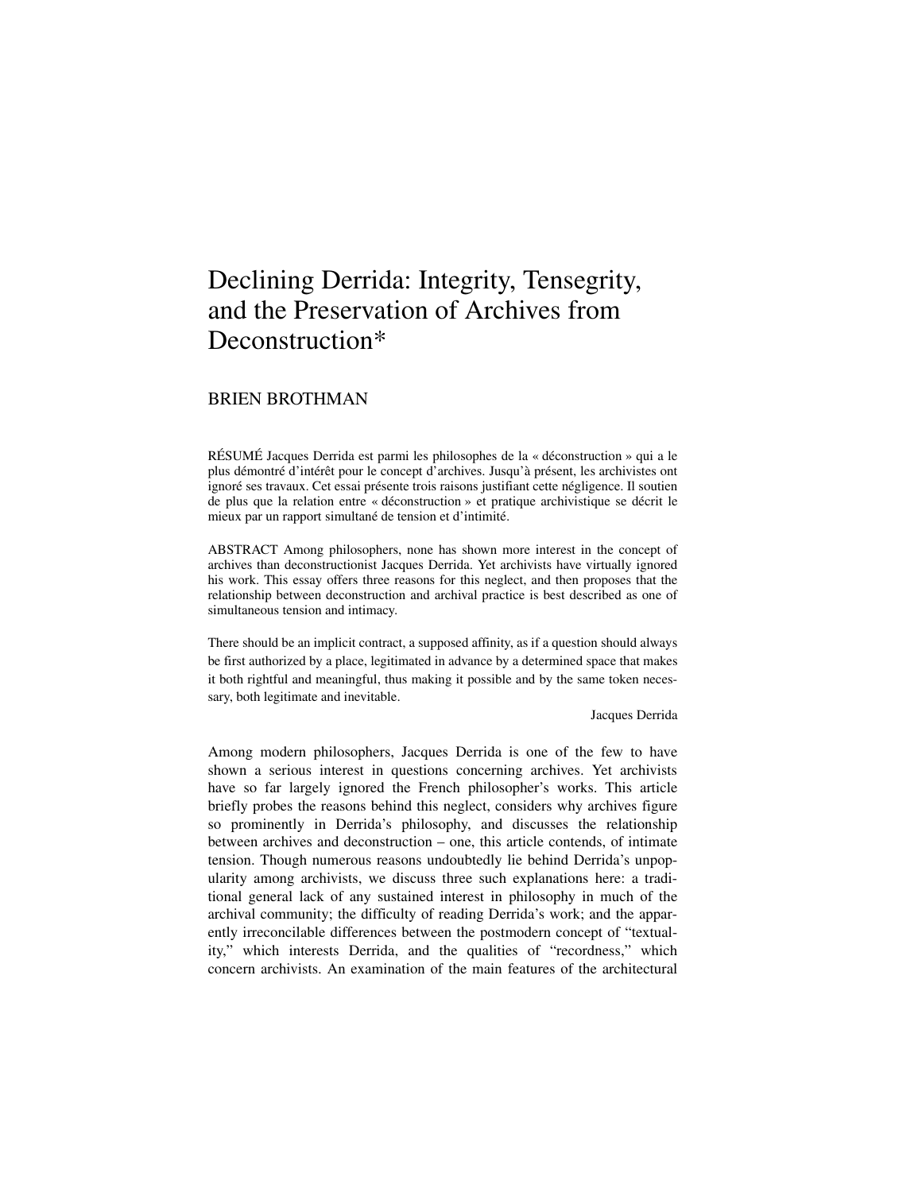# Declining Derrida: Integrity, Tensegrity, and the Preservation of Archives from Deconstruction*

BRIEN BROTHMAN

RÉSUMÉ Jacques Derrida est parmi les philosophes de la « déconstruction » qui a le plus démontré d'intérêt pour le concept d'archives. Jusqu'à présent, les archivistes ont ignoré ses travaux. Cet essai présente trois raisons justifiant cette négligence. Il soutien de plus que la relation entre « déconstruction » et pratique archivistique se décrit le mieux par un rapport simultané de tension et d'intimité.

ABSTRACT Among philosophers, none has shown more interest in the concept of archives than deconstructionist Jacques Derrida. Yet archivists have virtually ignored his work. This essay offers three reasons for this neglect, and then proposes that the relationship between deconstruction and archival practice is best described as one of simultaneous tension and intimacy.

> There should be an implicit contract, a supposed affinity, as if a question should always be first authorized by a place, legitimated in advance by a determined space that makes it both rightful and meaningful, thus making it possible and by the same token necessary, both legitimate and inevitable.
>
> Jacques Derrida

Among modern philosophers, Jacques Derrida is one of the few to have shown a serious interest in questions concerning archives. Yet archivists have so far largely ignored the French philosopher's works. This article briefly probes the reasons behind this neglect, considers why archives figure so prominently in Derrida's philosophy, and discusses the relationship between archives and deconstruction – one, this article contends, of intimate tension. Though numerous reasons undoubtedly lie behind Derrida's unpopularity among archivists, we discuss three such explanations here: a traditional general lack of any sustained interest in philosophy in much of the archival community; the difficulty of reading Derrida's work; and the apparently irreconcilable differences between the postmodern concept of "textuality," which interests Derrida, and the qualities of "recordness," which concern archivists. An examination of the main features of the architectural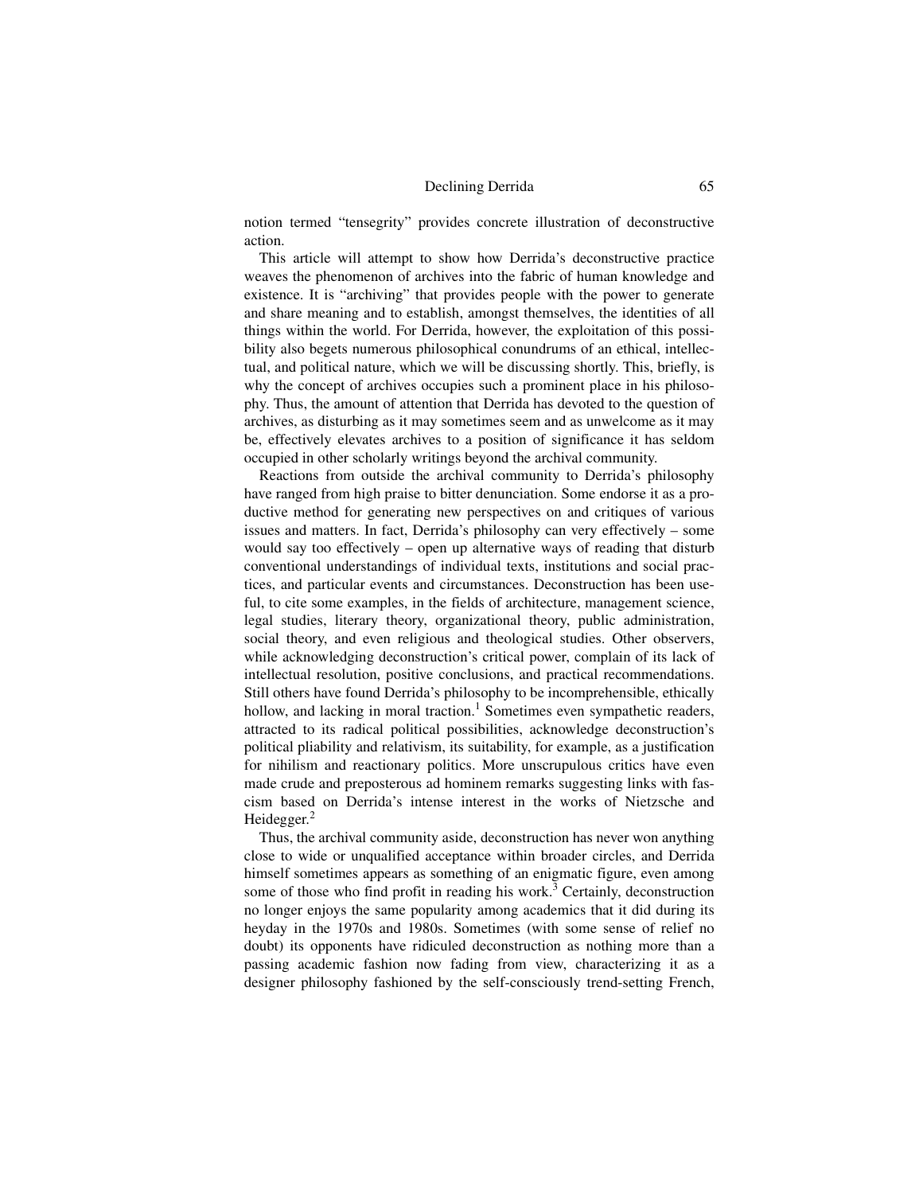notion termed "tensegrity" provides concrete illustration of deconstructive action.

This article will attempt to show how Derrida's deconstructive practice weaves the phenomenon of archives into the fabric of human knowledge and existence. It is "archiving" that provides people with the power to generate and share meaning and to establish, amongst themselves, the identities of all things within the world. For Derrida, however, the exploitation of this possibility also begets numerous philosophical conundrums of an ethical, intellectual, and political nature, which we will be discussing shortly. This, briefly, is why the concept of archives occupies such a prominent place in his philosophy. Thus, the amount of attention that Derrida has devoted to the question of archives, as disturbing as it may sometimes seem and as unwelcome as it may be, effectively elevates archives to a position of significance it has seldom occupied in other scholarly writings beyond the archival community.

Reactions from outside the archival community to Derrida's philosophy have ranged from high praise to bitter denunciation. Some endorse it as a productive method for generating new perspectives on and critiques of various issues and matters. In fact, Derrida's philosophy can very effectively – some would say too effectively – open up alternative ways of reading that disturb conventional understandings of individual texts, institutions and social practices, and particular events and circumstances. Deconstruction has been useful, to cite some examples, in the fields of architecture, management science, legal studies, literary theory, organizational theory, public administration, social theory, and even religious and theological studies. Other observers, while acknowledging deconstruction's critical power, complain of its lack of intellectual resolution, positive conclusions, and practical recommendations. Still others have found Derrida's philosophy to be incomprehensible, ethically hollow, and lacking in moral traction.[1] Sometimes even sympathetic readers, attracted to its radical political possibilities, acknowledge deconstruction's political pliability and relativism, its suitability, for example, as a justification for nihilism and reactionary politics. More unscrupulous critics have even made crude and preposterous ad hominem remarks suggesting links with fascism based on Derrida's intense interest in the works of Nietzsche and Heidegger.[2]

Thus, the archival community aside, deconstruction has never won anything close to wide or unqualified acceptance within broader circles, and Derrida himself sometimes appears as something of an enigmatic figure, even among some of those who find profit in reading his work.[3] Certainly, deconstruction no longer enjoys the same popularity among academics that it did during its heyday in the 1970s and 1980s. Sometimes (with some sense of relief no doubt) its opponents have ridiculed deconstruction as nothing more than a passing academic fashion now fading from view, characterizing it as a designer philosophy fashioned by the self-consciously trend-setting French,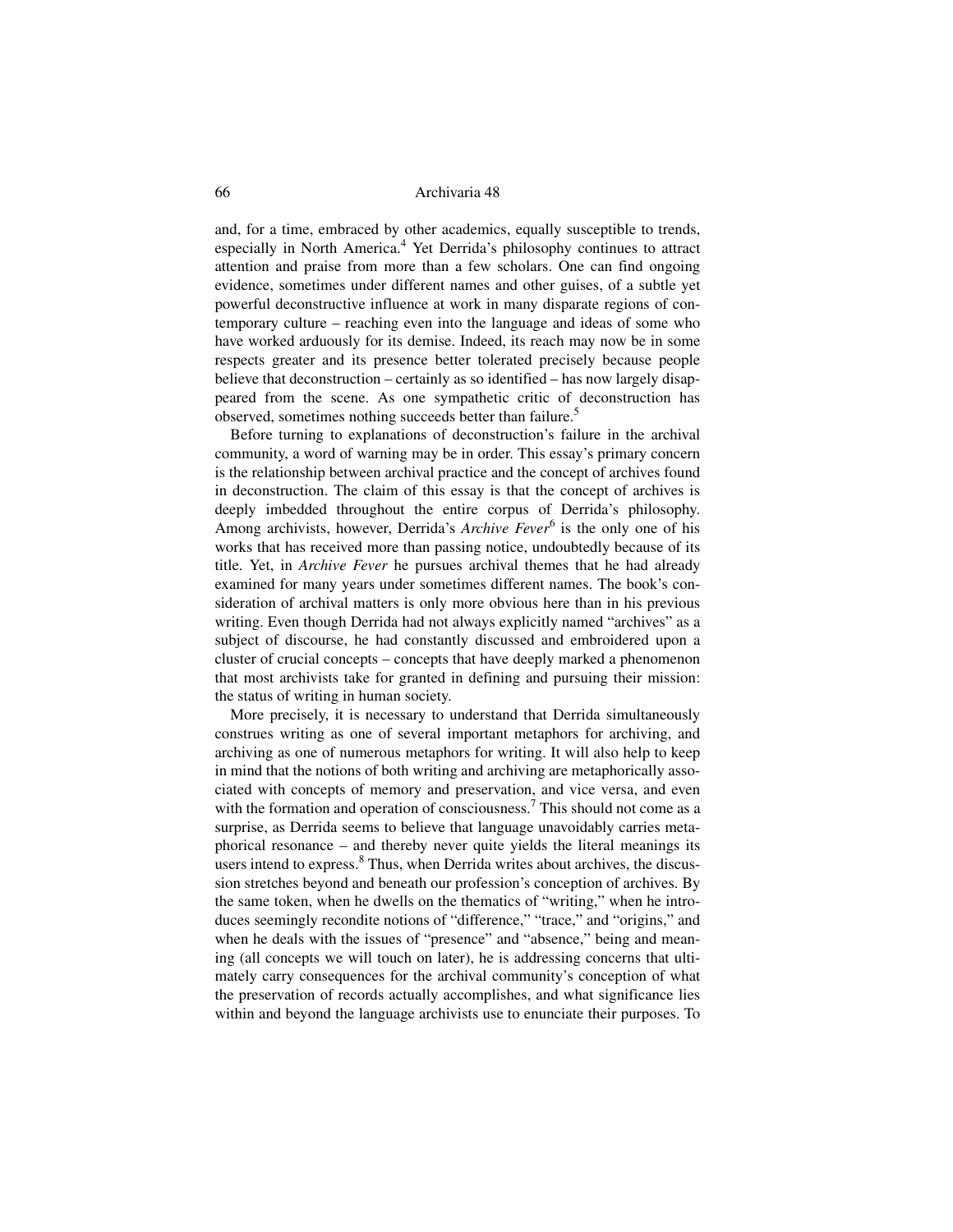and, for a time, embraced by other academics, equally susceptible to trends, especially in North America.[4] Yet Derrida's philosophy continues to attract attention and praise from more than a few scholars. One can find ongoing evidence, sometimes under different names and other guises, of a subtle yet powerful deconstructive influence at work in many disparate regions of contemporary culture – reaching even into the language and ideas of some who have worked arduously for its demise. Indeed, its reach may now be in some respects greater and its presence better tolerated precisely because people believe that deconstruction – certainly as so identified – has now largely disappeared from the scene. As one sympathetic critic of deconstruction has observed, sometimes nothing succeeds better than failure.[5]

Before turning to explanations of deconstruction's failure in the archival community, a word of warning may be in order. This essay's primary concern is the relationship between archival practice and the concept of archives found in deconstruction. The claim of this essay is that the concept of archives is deeply imbedded throughout the entire corpus of Derrida's philosophy. Among archivists, however, Derrida's *Archive Fever*[6] is the only one of his works that has received more than passing notice, undoubtedly because of its title. Yet, in *Archive Fever* he pursues archival themes that he had already examined for many years under sometimes different names. The book's consideration of archival matters is only more obvious here than in his previous writing. Even though Derrida had not always explicitly named "archives" as a subject of discourse, he had constantly discussed and embroidered upon a cluster of crucial concepts – concepts that have deeply marked a phenomenon that most archivists take for granted in defining and pursuing their mission: the status of writing in human society.

More precisely, it is necessary to understand that Derrida simultaneously construes writing as one of several important metaphors for archiving, and archiving as one of numerous metaphors for writing. It will also help to keep in mind that the notions of both writing and archiving are metaphorically associated with concepts of memory and preservation, and vice versa, and even with the formation and operation of consciousness.[7] This should not come as a surprise, as Derrida seems to believe that language unavoidably carries metaphorical resonance – and thereby never quite yields the literal meanings its users intend to express.[8] Thus, when Derrida writes about archives, the discussion stretches beyond and beneath our profession's conception of archives. By the same token, when he dwells on the thematics of "writing," when he introduces seemingly recondite notions of "difference," "trace," and "origins," and when he deals with the issues of "presence" and "absence," being and meaning (all concepts we will touch on later), he is addressing concerns that ultimately carry consequences for the archival community's conception of what the preservation of records actually accomplishes, and what significance lies within and beyond the language archivists use to enunciate their purposes. To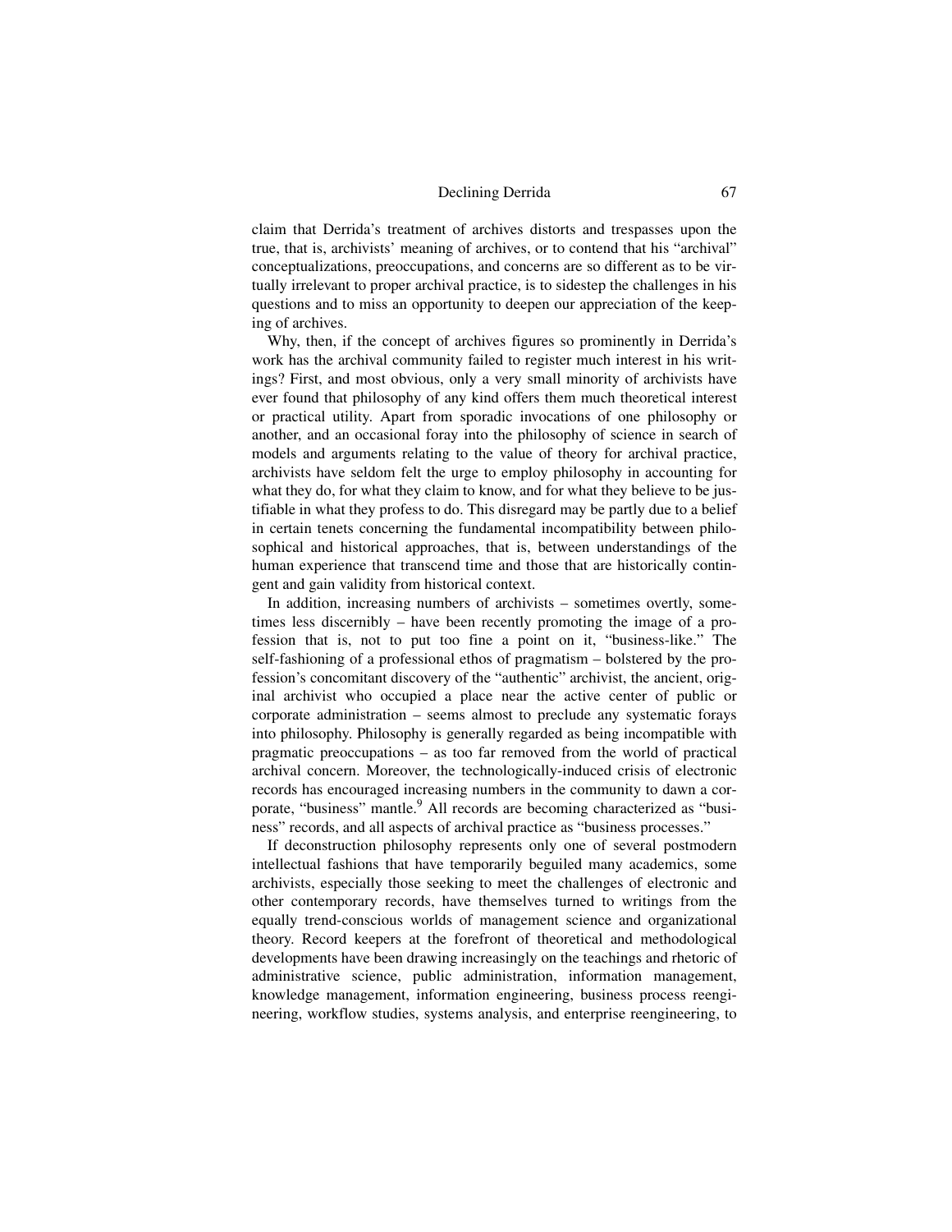claim that Derrida's treatment of archives distorts and trespasses upon the true, that is, archivists' meaning of archives, or to contend that his "archival" conceptualizations, preoccupations, and concerns are so different as to be virtually irrelevant to proper archival practice, is to sidestep the challenges in his questions and to miss an opportunity to deepen our appreciation of the keeping of archives.

Why, then, if the concept of archives figures so prominently in Derrida's work has the archival community failed to register much interest in his writings? First, and most obvious, only a very small minority of archivists have ever found that philosophy of any kind offers them much theoretical interest or practical utility. Apart from sporadic invocations of one philosophy or another, and an occasional foray into the philosophy of science in search of models and arguments relating to the value of theory for archival practice, archivists have seldom felt the urge to employ philosophy in accounting for what they do, for what they claim to know, and for what they believe to be justifiable in what they profess to do. This disregard may be partly due to a belief in certain tenets concerning the fundamental incompatibility between philosophical and historical approaches, that is, between understandings of the human experience that transcend time and those that are historically contingent and gain validity from historical context.

In addition, increasing numbers of archivists – sometimes overtly, sometimes less discernibly – have been recently promoting the image of a profession that is, not to put too fine a point on it, "business-like." The self-fashioning of a professional ethos of pragmatism – bolstered by the profession's concomitant discovery of the "authentic" archivist, the ancient, original archivist who occupied a place near the active center of public or corporate administration – seems almost to preclude any systematic forays into philosophy. Philosophy is generally regarded as being incompatible with pragmatic preoccupations – as too far removed from the world of practical archival concern. Moreover, the technologically-induced crisis of electronic records has encouraged increasing numbers in the community to dawn a corporate, "business" mantle.[9] All records are becoming characterized as "business" records, and all aspects of archival practice as "business processes."

If deconstruction philosophy represents only one of several postmodern intellectual fashions that have temporarily beguiled many academics, some archivists, especially those seeking to meet the challenges of electronic and other contemporary records, have themselves turned to writings from the equally trend-conscious worlds of management science and organizational theory. Record keepers at the forefront of theoretical and methodological developments have been drawing increasingly on the teachings and rhetoric of administrative science, public administration, information management, knowledge management, information engineering, business process reengineering, workflow studies, systems analysis, and enterprise reengineering, to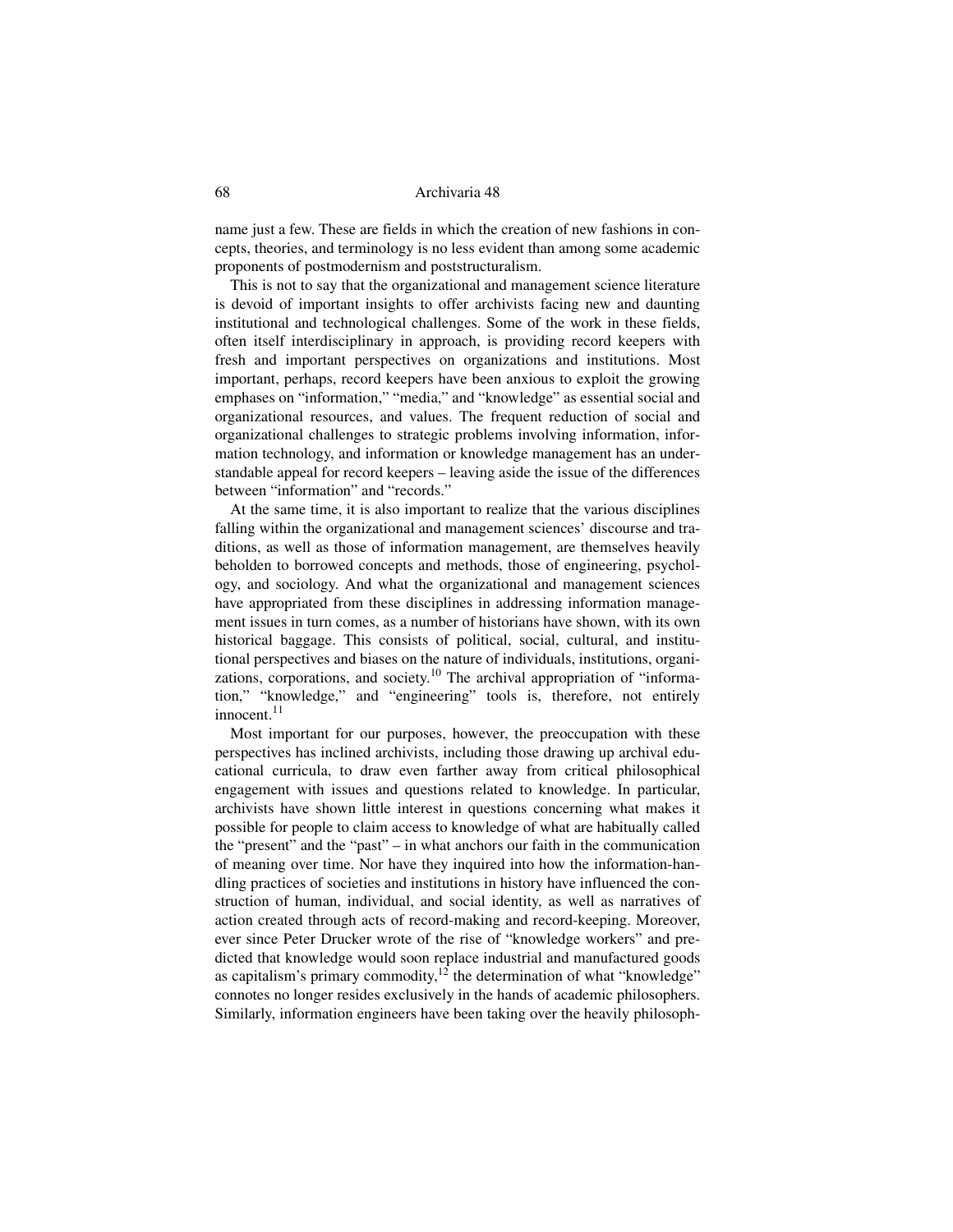name just a few. These are fields in which the creation of new fashions in concepts, theories, and terminology is no less evident than among some academic proponents of postmodernism and poststructuralism.

This is not to say that the organizational and management science literature is devoid of important insights to offer archivists facing new and daunting institutional and technological challenges. Some of the work in these fields, often itself interdisciplinary in approach, is providing record keepers with fresh and important perspectives on organizations and institutions. Most important, perhaps, record keepers have been anxious to exploit the growing emphases on "information," "media," and "knowledge" as essential social and organizational resources, and values. The frequent reduction of social and organizational challenges to strategic problems involving information, information technology, and information or knowledge management has an understandable appeal for record keepers – leaving aside the issue of the differences between "information" and "records."

At the same time, it is also important to realize that the various disciplines falling within the organizational and management sciences' discourse and traditions, as well as those of information management, are themselves heavily beholden to borrowed concepts and methods, those of engineering, psychology, and sociology. And what the organizational and management sciences have appropriated from these disciplines in addressing information management issues in turn comes, as a number of historians have shown, with its own historical baggage. This consists of political, social, cultural, and institutional perspectives and biases on the nature of individuals, institutions, organizations, corporations, and society.[10] The archival appropriation of "information," "knowledge," and "engineering" tools is, therefore, not entirely innocent.[11]

Most important for our purposes, however, the preoccupation with these perspectives has inclined archivists, including those drawing up archival educational curricula, to draw even farther away from critical philosophical engagement with issues and questions related to knowledge. In particular, archivists have shown little interest in questions concerning what makes it possible for people to claim access to knowledge of what are habitually called the "present" and the "past" – in what anchors our faith in the communication of meaning over time. Nor have they inquired into how the information-handling practices of societies and institutions in history have influenced the construction of human, individual, and social identity, as well as narratives of action created through acts of record-making and record-keeping. Moreover, ever since Peter Drucker wrote of the rise of "knowledge workers" and predicted that knowledge would soon replace industrial and manufactured goods as capitalism's primary commodity,[12] the determination of what "knowledge" connotes no longer resides exclusively in the hands of academic philosophers. Similarly, information engineers have been taking over the heavily philosoph-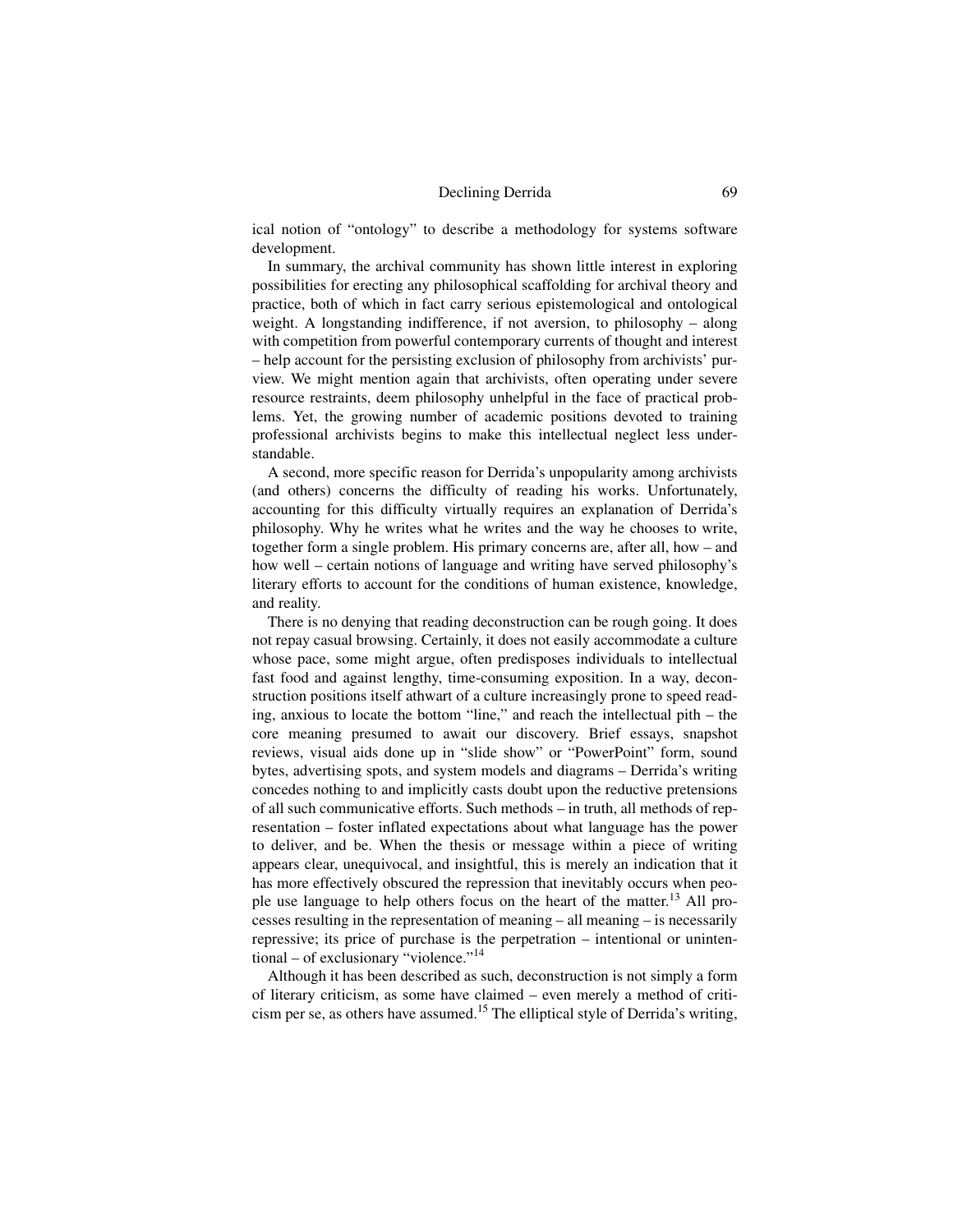ical notion of "ontology" to describe a methodology for systems software development.

In summary, the archival community has shown little interest in exploring possibilities for erecting any philosophical scaffolding for archival theory and practice, both of which in fact carry serious epistemological and ontological weight. A longstanding indifference, if not aversion, to philosophy – along with competition from powerful contemporary currents of thought and interest – help account for the persisting exclusion of philosophy from archivists' purview. We might mention again that archivists, often operating under severe resource restraints, deem philosophy unhelpful in the face of practical problems. Yet, the growing number of academic positions devoted to training professional archivists begins to make this intellectual neglect less understandable.

A second, more specific reason for Derrida's unpopularity among archivists (and others) concerns the difficulty of reading his works. Unfortunately, accounting for this difficulty virtually requires an explanation of Derrida's philosophy. Why he writes what he writes and the way he chooses to write, together form a single problem. His primary concerns are, after all, how – and how well – certain notions of language and writing have served philosophy's literary efforts to account for the conditions of human existence, knowledge, and reality.

There is no denying that reading deconstruction can be rough going. It does not repay casual browsing. Certainly, it does not easily accommodate a culture whose pace, some might argue, often predisposes individuals to intellectual fast food and against lengthy, time-consuming exposition. In a way, deconstruction positions itself athwart of a culture increasingly prone to speed reading, anxious to locate the bottom "line," and reach the intellectual pith – the core meaning presumed to await our discovery. Brief essays, snapshot reviews, visual aids done up in "slide show" or "PowerPoint" form, sound bytes, advertising spots, and system models and diagrams – Derrida's writing concedes nothing to and implicitly casts doubt upon the reductive pretensions of all such communicative efforts. Such methods – in truth, all methods of representation – foster inflated expectations about what language has the power to deliver, and be. When the thesis or message within a piece of writing appears clear, unequivocal, and insightful, this is merely an indication that it has more effectively obscured the repression that inevitably occurs when people use language to help others focus on the heart of the matter.[13] All processes resulting in the representation of meaning – all meaning – is necessarily repressive; its price of purchase is the perpetration – intentional or unintentional – of exclusionary "violence."[14]

Although it has been described as such, deconstruction is not simply a form of literary criticism, as some have claimed – even merely a method of criticism per se, as others have assumed.[15] The elliptical style of Derrida's writing,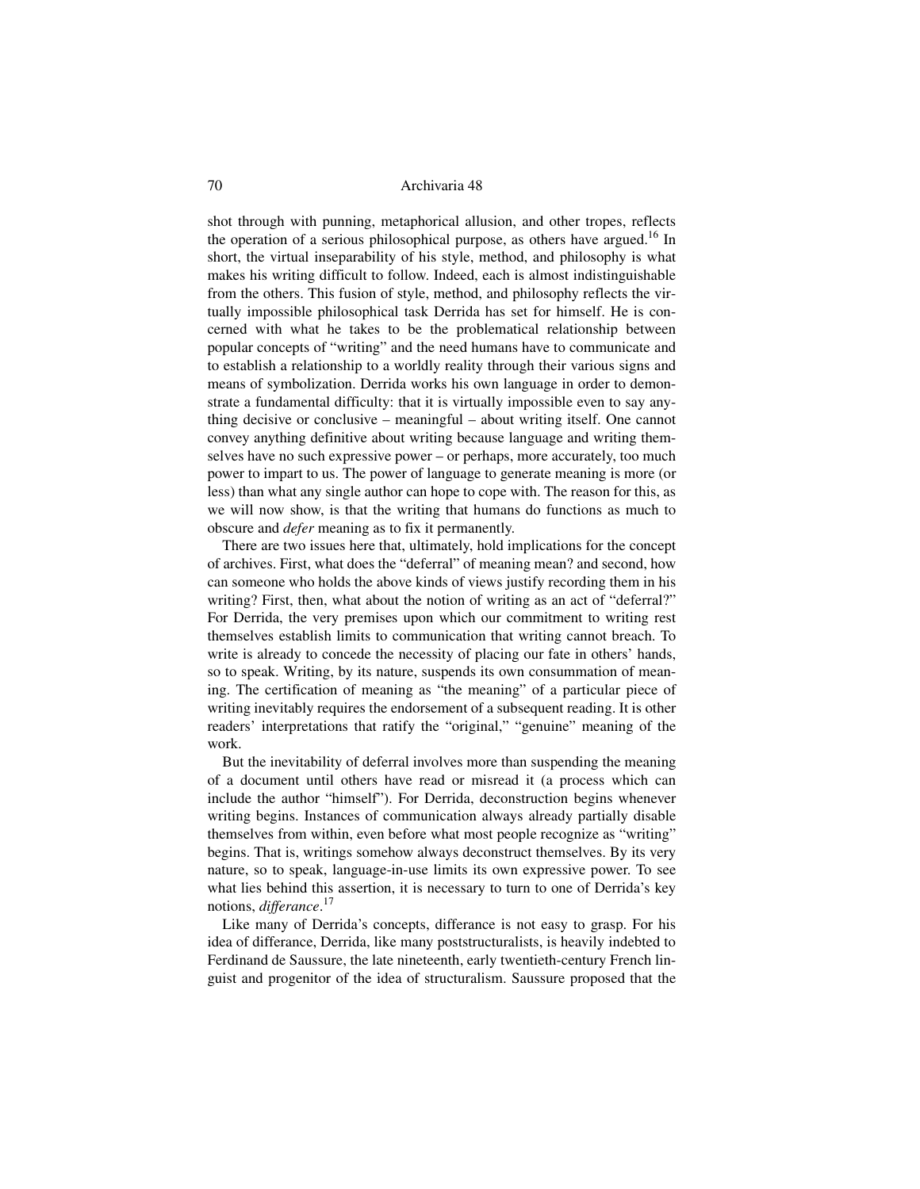shot through with punning, metaphorical allusion, and other tropes, reflects the operation of a serious philosophical purpose, as others have argued.[16] In short, the virtual inseparability of his style, method, and philosophy is what makes his writing difficult to follow. Indeed, each is almost indistinguishable from the others. This fusion of style, method, and philosophy reflects the virtually impossible philosophical task Derrida has set for himself. He is concerned with what he takes to be the problematical relationship between popular concepts of "writing" and the need humans have to communicate and to establish a relationship to a worldly reality through their various signs and means of symbolization. Derrida works his own language in order to demonstrate a fundamental difficulty: that it is virtually impossible even to say anything decisive or conclusive – meaningful – about writing itself. One cannot convey anything definitive about writing because language and writing themselves have no such expressive power – or perhaps, more accurately, too much power to impart to us. The power of language to generate meaning is more (or less) than what any single author can hope to cope with. The reason for this, as we will now show, is that the writing that humans do functions as much to obscure and *defer* meaning as to fix it permanently.

There are two issues here that, ultimately, hold implications for the concept of archives. First, what does the "deferral" of meaning mean? and second, how can someone who holds the above kinds of views justify recording them in his writing? First, then, what about the notion of writing as an act of "deferral?" For Derrida, the very premises upon which our commitment to writing rest themselves establish limits to communication that writing cannot breach. To write is already to concede the necessity of placing our fate in others' hands, so to speak. Writing, by its nature, suspends its own consummation of meaning. The certification of meaning as "the meaning" of a particular piece of writing inevitably requires the endorsement of a subsequent reading. It is other readers' interpretations that ratify the "original," "genuine" meaning of the work.

But the inevitability of deferral involves more than suspending the meaning of a document until others have read or misread it (a process which can include the author "himself"). For Derrida, deconstruction begins whenever writing begins. Instances of communication always already partially disable themselves from within, even before what most people recognize as "writing" begins. That is, writings somehow always deconstruct themselves. By its very nature, so to speak, language-in-use limits its own expressive power. To see what lies behind this assertion, it is necessary to turn to one of Derrida's key notions, *differance*.[17]

Like many of Derrida's concepts, differance is not easy to grasp. For his idea of differance, Derrida, like many poststructuralists, is heavily indebted to Ferdinand de Saussure, the late nineteenth, early twentieth-century French linguist and progenitor of the idea of structuralism. Saussure proposed that the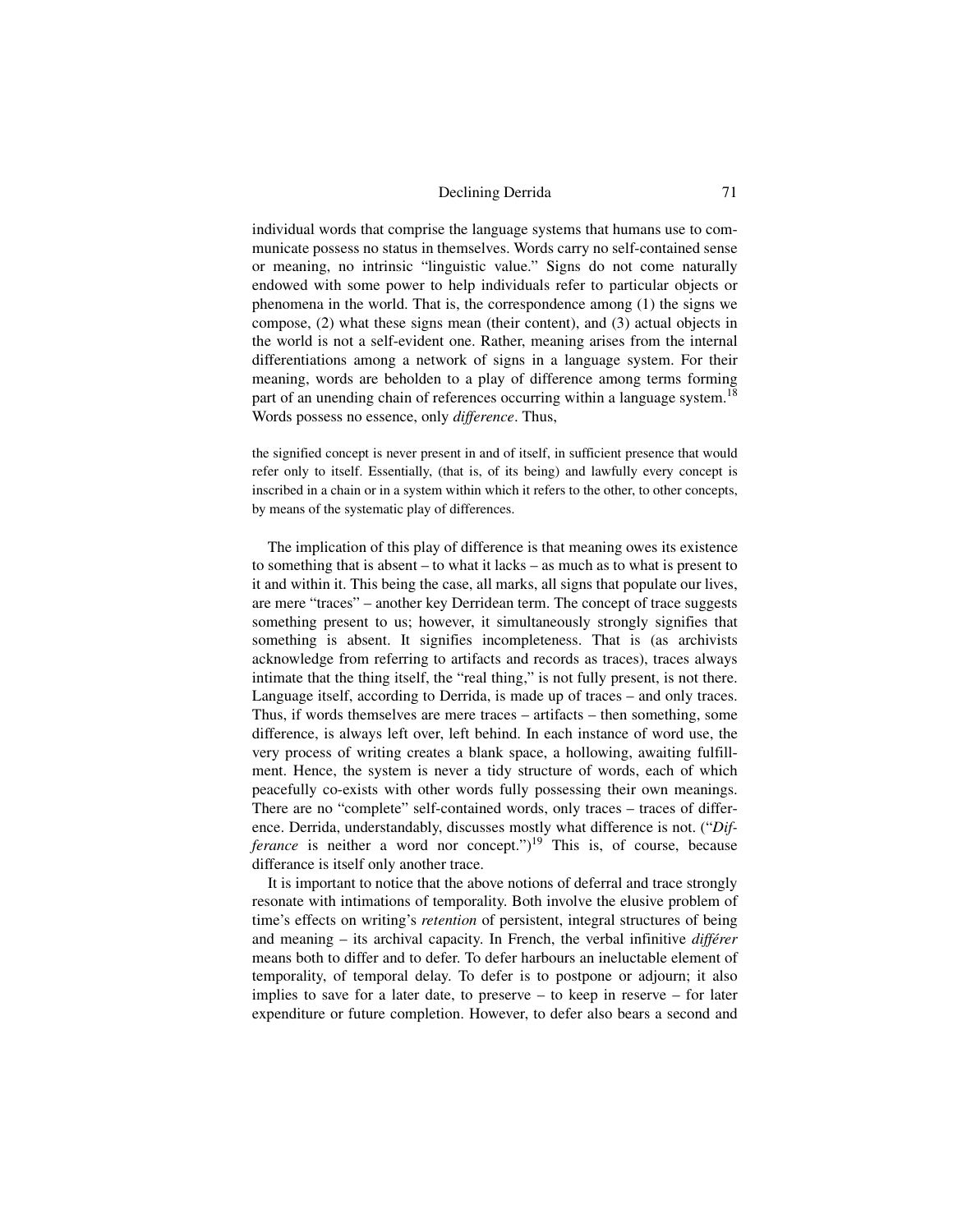individual words that comprise the language systems that humans use to communicate possess no status in themselves. Words carry no self-contained sense or meaning, no intrinsic "linguistic value." Signs do not come naturally endowed with some power to help individuals refer to particular objects or phenomena in the world. That is, the correspondence among (1) the signs we compose, (2) what these signs mean (their content), and (3) actual objects in the world is not a self-evident one. Rather, meaning arises from the internal differentiations among a network of signs in a language system. For their meaning, words are beholden to a play of difference among terms forming part of an unending chain of references occurring within a language system.[18] Words possess no essence, only *difference*. Thus,

> the signified concept is never present in and of itself, in sufficient presence that would refer only to itself. Essentially, (that is, of its being) and lawfully every concept is inscribed in a chain or in a system within which it refers to the other, to other concepts, by means of the systematic play of differences.

The implication of this play of difference is that meaning owes its existence to something that is absent – to what it lacks – as much as to what is present to it and within it. This being the case, all marks, all signs that populate our lives, are mere "traces" – another key Derridean term. The concept of trace suggests something present to us; however, it simultaneously strongly signifies that something is absent. It signifies incompleteness. That is (as archivists acknowledge from referring to artifacts and records as traces), traces always intimate that the thing itself, the "real thing," is not fully present, is not there. Language itself, according to Derrida, is made up of traces – and only traces. Thus, if words themselves are mere traces – artifacts – then something, some difference, is always left over, left behind. In each instance of word use, the very process of writing creates a blank space, a hollowing, awaiting fulfillment. Hence, the system is never a tidy structure of words, each of which peacefully co-exists with other words fully possessing their own meanings. There are no "complete" self-contained words, only traces – traces of difference. Derrida, understandably, discusses mostly what difference is not. ("*Differance* is neither a word nor concept.")[19] This is, of course, because differance is itself only another trace.

It is important to notice that the above notions of deferral and trace strongly resonate with intimations of temporality. Both involve the elusive problem of time's effects on writing's *retention* of persistent, integral structures of being and meaning – its archival capacity. In French, the verbal infinitive *différer* means both to differ and to defer. To defer harbours an ineluctable element of temporality, of temporal delay. To defer is to postpone or adjourn; it also implies to save for a later date, to preserve – to keep in reserve – for later expenditure or future completion. However, to defer also bears a second and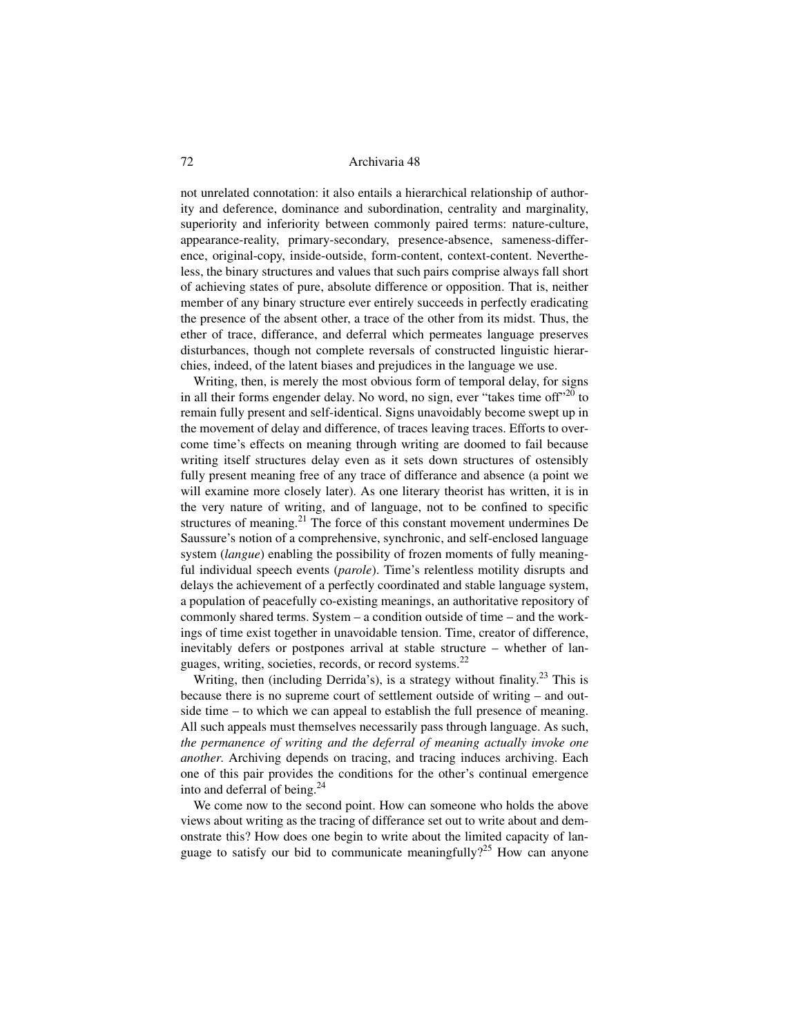not unrelated connotation: it also entails a hierarchical relationship of authority and deference, dominance and subordination, centrality and marginality, superiority and inferiority between commonly paired terms: nature-culture, appearance-reality, primary-secondary, presence-absence, sameness-difference, original-copy, inside-outside, form-content, context-content. Nevertheless, the binary structures and values that such pairs comprise always fall short of achieving states of pure, absolute difference or opposition. That is, neither member of any binary structure ever entirely succeeds in perfectly eradicating the presence of the absent other, a trace of the other from its midst. Thus, the ether of trace, differance, and deferral which permeates language preserves disturbances, though not complete reversals of constructed linguistic hierarchies, indeed, of the latent biases and prejudices in the language we use.

Writing, then, is merely the most obvious form of temporal delay, for signs in all their forms engender delay. No word, no sign, ever "takes time off"[20] to remain fully present and self-identical. Signs unavoidably become swept up in the movement of delay and difference, of traces leaving traces. Efforts to overcome time's effects on meaning through writing are doomed to fail because writing itself structures delay even as it sets down structures of ostensibly fully present meaning free of any trace of differance and absence (a point we will examine more closely later). As one literary theorist has written, it is in the very nature of writing, and of language, not to be confined to specific structures of meaning.[21] The force of this constant movement undermines De Saussure's notion of a comprehensive, synchronic, and self-enclosed language system (*langue*) enabling the possibility of frozen moments of fully meaningful individual speech events (*parole*). Time's relentless motility disrupts and delays the achievement of a perfectly coordinated and stable language system, a population of peacefully co-existing meanings, an authoritative repository of commonly shared terms. System – a condition outside of time – and the workings of time exist together in unavoidable tension. Time, creator of difference, inevitably defers or postpones arrival at stable structure – whether of languages, writing, societies, records, or record systems.[22]

Writing, then (including Derrida's), is a strategy without finality.[23] This is because there is no supreme court of settlement outside of writing – and outside time – to which we can appeal to establish the full presence of meaning. All such appeals must themselves necessarily pass through language. As such, *the permanence of writing and the deferral of meaning actually invoke one another*. Archiving depends on tracing, and tracing induces archiving. Each one of this pair provides the conditions for the other's continual emergence into and deferral of being.[24]

We come now to the second point. How can someone who holds the above views about writing as the tracing of differance set out to write about and demonstrate this? How does one begin to write about the limited capacity of language to satisfy our bid to communicate meaningfully?[25] How can anyone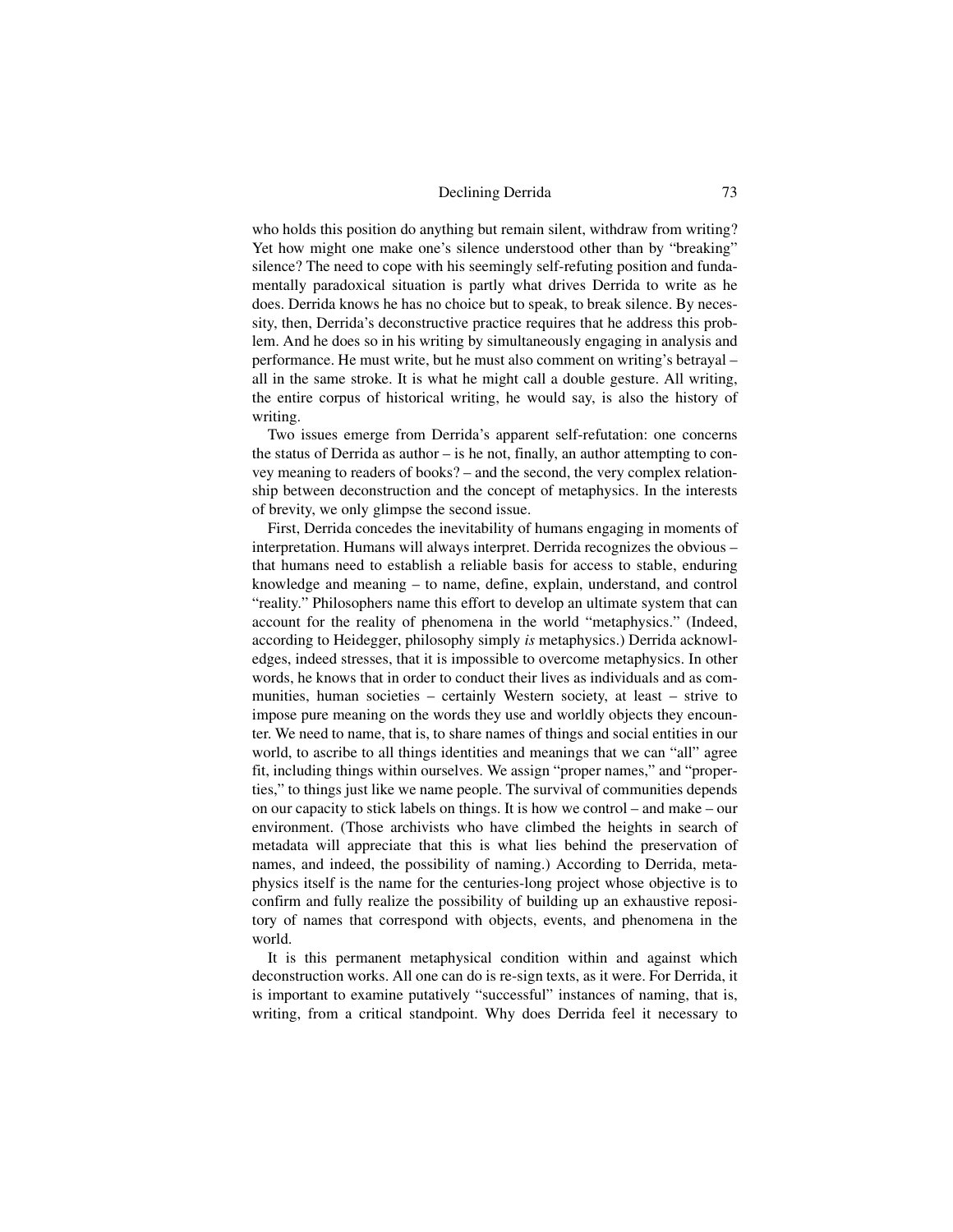who holds this position do anything but remain silent, withdraw from writing? Yet how might one make one's silence understood other than by "breaking" silence? The need to cope with his seemingly self-refuting position and fundamentally paradoxical situation is partly what drives Derrida to write as he does. Derrida knows he has no choice but to speak, to break silence. By necessity, then, Derrida's deconstructive practice requires that he address this problem. And he does so in his writing by simultaneously engaging in analysis and performance. He must write, but he must also comment on writing's betrayal – all in the same stroke. It is what he might call a double gesture. All writing, the entire corpus of historical writing, he would say, is also the history of writing.

Two issues emerge from Derrida's apparent self-refutation: one concerns the status of Derrida as author – is he not, finally, an author attempting to convey meaning to readers of books? – and the second, the very complex relationship between deconstruction and the concept of metaphysics. In the interests of brevity, we only glimpse the second issue.

First, Derrida concedes the inevitability of humans engaging in moments of interpretation. Humans will always interpret. Derrida recognizes the obvious – that humans need to establish a reliable basis for access to stable, enduring knowledge and meaning – to name, define, explain, understand, and control "reality." Philosophers name this effort to develop an ultimate system that can account for the reality of phenomena in the world "metaphysics." (Indeed, according to Heidegger, philosophy simply *is* metaphysics.) Derrida acknowledges, indeed stresses, that it is impossible to overcome metaphysics. In other words, he knows that in order to conduct their lives as individuals and as communities, human societies – certainly Western society, at least – strive to impose pure meaning on the words they use and worldly objects they encounter. We need to name, that is, to share names of things and social entities in our world, to ascribe to all things identities and meanings that we can "all" agree fit, including things within ourselves. We assign "proper names," and "properties," to things just like we name people. The survival of communities depends on our capacity to stick labels on things. It is how we control – and make – our environment. (Those archivists who have climbed the heights in search of metadata will appreciate that this is what lies behind the preservation of names, and indeed, the possibility of naming.) According to Derrida, metaphysics itself is the name for the centuries-long project whose objective is to confirm and fully realize the possibility of building up an exhaustive repository of names that correspond with objects, events, and phenomena in the world.

It is this permanent metaphysical condition within and against which deconstruction works. All one can do is re-sign texts, as it were. For Derrida, it is important to examine putatively "successful" instances of naming, that is, writing, from a critical standpoint. Why does Derrida feel it necessary to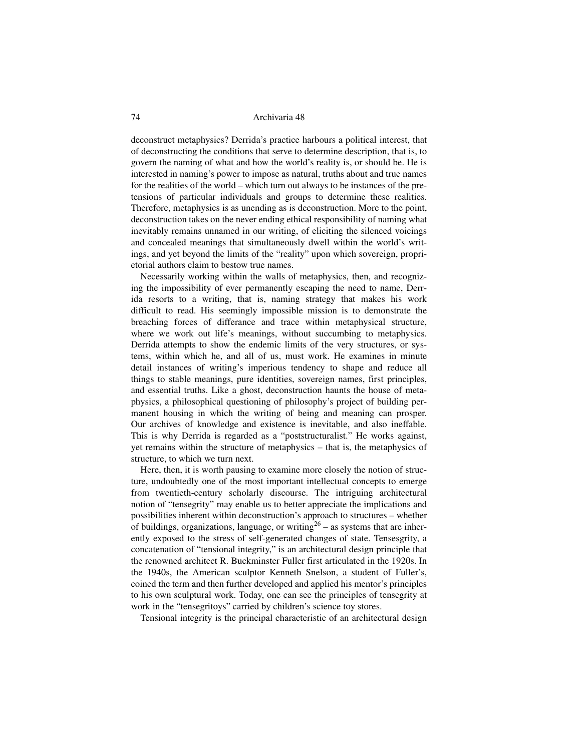deconstruct metaphysics? Derrida's practice harbours a political interest, that of deconstructing the conditions that serve to determine description, that is, to govern the naming of what and how the world's reality is, or should be. He is interested in naming's power to impose as natural, truths about and true names for the realities of the world – which turn out always to be instances of the pretensions of particular individuals and groups to determine these realities. Therefore, metaphysics is as unending as is deconstruction. More to the point, deconstruction takes on the never ending ethical responsibility of naming what inevitably remains unnamed in our writing, of eliciting the silenced voicings and concealed meanings that simultaneously dwell within the world's writings, and yet beyond the limits of the "reality" upon which sovereign, proprietorial authors claim to bestow true names.

Necessarily working within the walls of metaphysics, then, and recognizing the impossibility of ever permanently escaping the need to name, Derrida resorts to a writing, that is, naming strategy that makes his work difficult to read. His seemingly impossible mission is to demonstrate the breaching forces of differance and trace within metaphysical structure, where we work out life's meanings, without succumbing to metaphysics. Derrida attempts to show the endemic limits of the very structures, or systems, within which he, and all of us, must work. He examines in minute detail instances of writing's imperious tendency to shape and reduce all things to stable meanings, pure identities, sovereign names, first principles, and essential truths. Like a ghost, deconstruction haunts the house of metaphysics, a philosophical questioning of philosophy's project of building permanent housing in which the writing of being and meaning can prosper. Our archives of knowledge and existence is inevitable, and also ineffable. This is why Derrida is regarded as a "poststructuralist." He works against, yet remains within the structure of metaphysics – that is, the metaphysics of structure, to which we turn next.

Here, then, it is worth pausing to examine more closely the notion of structure, undoubtedly one of the most important intellectual concepts to emerge from twentieth-century scholarly discourse. The intriguing architectural notion of "tensegrity" may enable us to better appreciate the implications and possibilities inherent within deconstruction's approach to structures – whether of buildings, organizations, language, or writing[26] – as systems that are inherently exposed to the stress of self-generated changes of state. Tensesgrity, a concatenation of "tensional integrity," is an architectural design principle that the renowned architect R. Buckminster Fuller first articulated in the 1920s. In the 1940s, the American sculptor Kenneth Snelson, a student of Fuller's, coined the term and then further developed and applied his mentor's principles to his own sculptural work. Today, one can see the principles of tensegrity at work in the "tensegritoys" carried by children's science toy stores.

Tensional integrity is the principal characteristic of an architectural design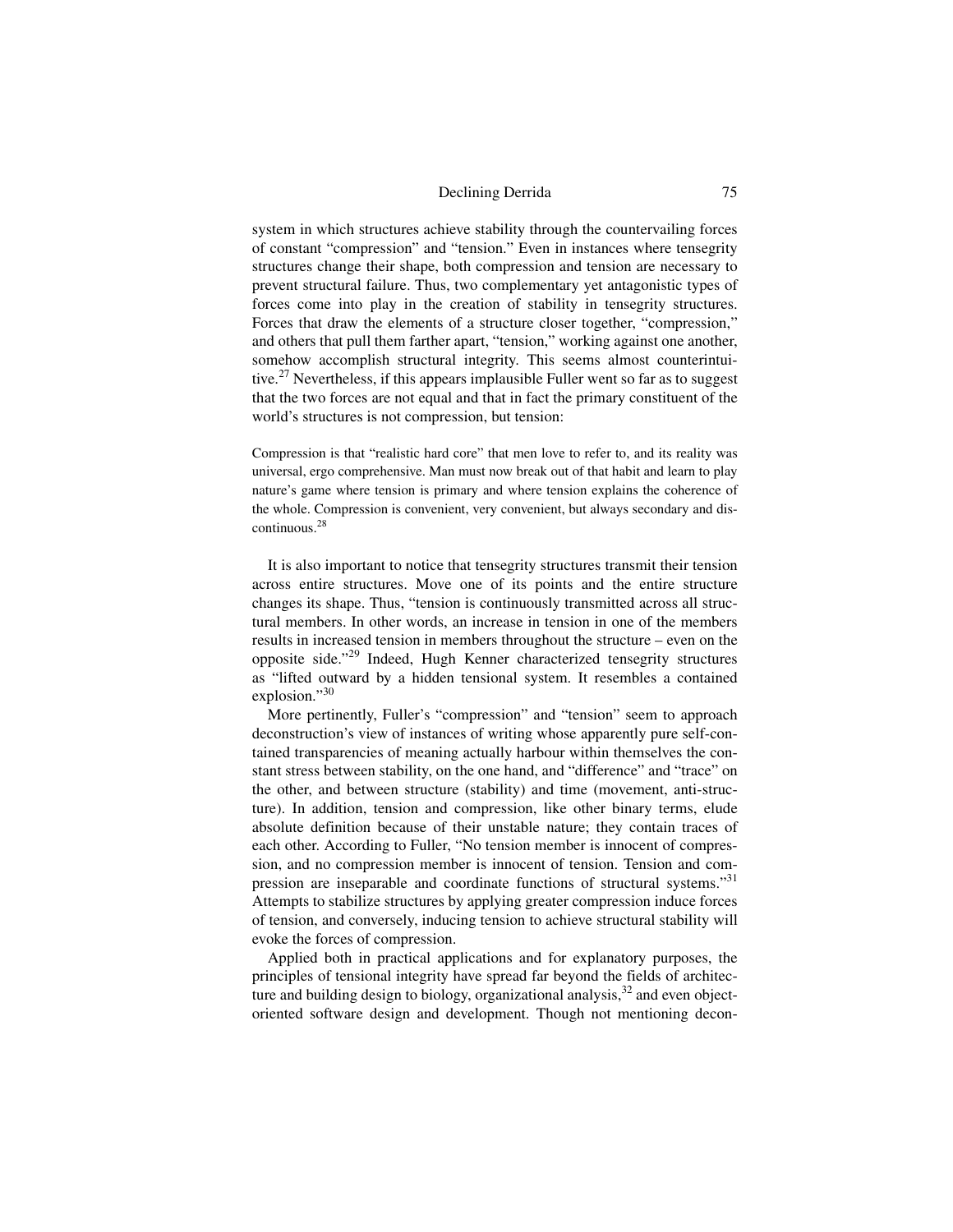system in which structures achieve stability through the countervailing forces of constant "compression" and "tension." Even in instances where tensegrity structures change their shape, both compression and tension are necessary to prevent structural failure. Thus, two complementary yet antagonistic types of forces come into play in the creation of stability in tensegrity structures. Forces that draw the elements of a structure closer together, "compression," and others that pull them farther apart, "tension," working against one another, somehow accomplish structural integrity. This seems almost counterintuitive.[27] Nevertheless, if this appears implausible Fuller went so far as to suggest that the two forces are not equal and that in fact the primary constituent of the world's structures is not compression, but tension:

> Compression is that "realistic hard core" that men love to refer to, and its reality was universal, ergo comprehensive. Man must now break out of that habit and learn to play nature's game where tension is primary and where tension explains the coherence of the whole. Compression is convenient, very convenient, but always secondary and discontinuous.[28]

It is also important to notice that tensegrity structures transmit their tension across entire structures. Move one of its points and the entire structure changes its shape. Thus, "tension is continuously transmitted across all structural members. In other words, an increase in tension in one of the members results in increased tension in members throughout the structure – even on the opposite side."[29] Indeed, Hugh Kenner characterized tensegrity structures as "lifted outward by a hidden tensional system. It resembles a contained explosion."[30]

More pertinently, Fuller's "compression" and "tension" seem to approach deconstruction's view of instances of writing whose apparently pure self-contained transparencies of meaning actually harbour within themselves the constant stress between stability, on the one hand, and "difference" and "trace" on the other, and between structure (stability) and time (movement, anti-structure). In addition, tension and compression, like other binary terms, elude absolute definition because of their unstable nature; they contain traces of each other. According to Fuller, "No tension member is innocent of compression, and no compression member is innocent of tension. Tension and compression are inseparable and coordinate functions of structural systems."[31] Attempts to stabilize structures by applying greater compression induce forces of tension, and conversely, inducing tension to achieve structural stability will evoke the forces of compression.

Applied both in practical applications and for explanatory purposes, the principles of tensional integrity have spread far beyond the fields of architecture and building design to biology, organizational analysis,[32] and even object-oriented software design and development. Though not mentioning decon-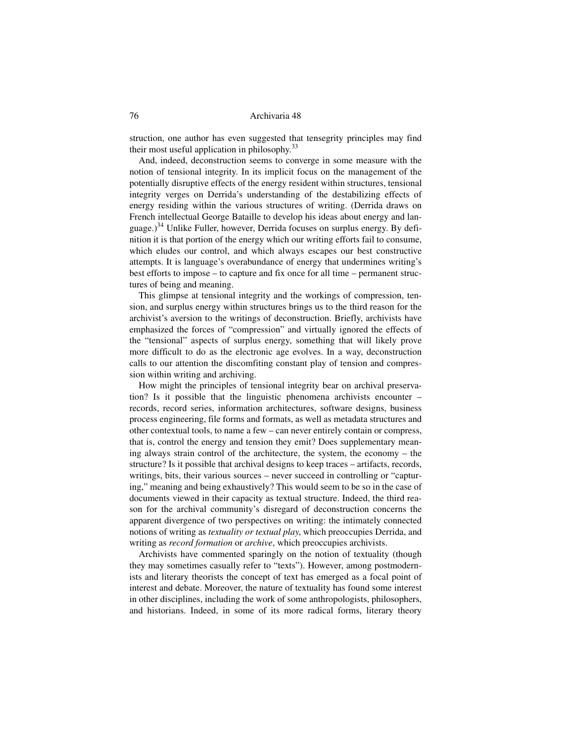struction, one author has even suggested that tensegrity principles may find their most useful application in philosophy.[33]

And, indeed, deconstruction seems to converge in some measure with the notion of tensional integrity. In its implicit focus on the management of the potentially disruptive effects of the energy resident within structures, tensional integrity verges on Derrida's understanding of the destabilizing effects of energy residing within the various structures of writing. (Derrida draws on French intellectual George Bataille to develop his ideas about energy and language.)[34] Unlike Fuller, however, Derrida focuses on surplus energy. By definition it is that portion of the energy which our writing efforts fail to consume, which eludes our control, and which always escapes our best constructive attempts. It is language's overabundance of energy that undermines writing's best efforts to impose – to capture and fix once for all time – permanent structures of being and meaning.

This glimpse at tensional integrity and the workings of compression, tension, and surplus energy within structures brings us to the third reason for the archivist's aversion to the writings of deconstruction. Briefly, archivists have emphasized the forces of "compression" and virtually ignored the effects of the "tensional" aspects of surplus energy, something that will likely prove more difficult to do as the electronic age evolves. In a way, deconstruction calls to our attention the discomfiting constant play of tension and compression within writing and archiving.

How might the principles of tensional integrity bear on archival preservation? Is it possible that the linguistic phenomena archivists encounter – records, record series, information architectures, software designs, business process engineering, file forms and formats, as well as metadata structures and other contextual tools, to name a few – can never entirely contain or compress, that is, control the energy and tension they emit? Does supplementary meaning always strain control of the architecture, the system, the economy – the structure? Is it possible that archival designs to keep traces – artifacts, records, writings, bits, their various sources – never succeed in controlling or "capturing," meaning and being exhaustively? This would seem to be so in the case of documents viewed in their capacity as textual structure. Indeed, the third reason for the archival community's disregard of deconstruction concerns the apparent divergence of two perspectives on writing: the intimately connected notions of writing as *textuality or textual play*, which preoccupies Derrida, and writing as *record formation* or *archive*, which preoccupies archivists.

Archivists have commented sparingly on the notion of textuality (though they may sometimes casually refer to "texts"). However, among postmodernists and literary theorists the concept of text has emerged as a focal point of interest and debate. Moreover, the nature of textuality has found some interest in other disciplines, including the work of some anthropologists, philosophers, and historians. Indeed, in some of its more radical forms, literary theory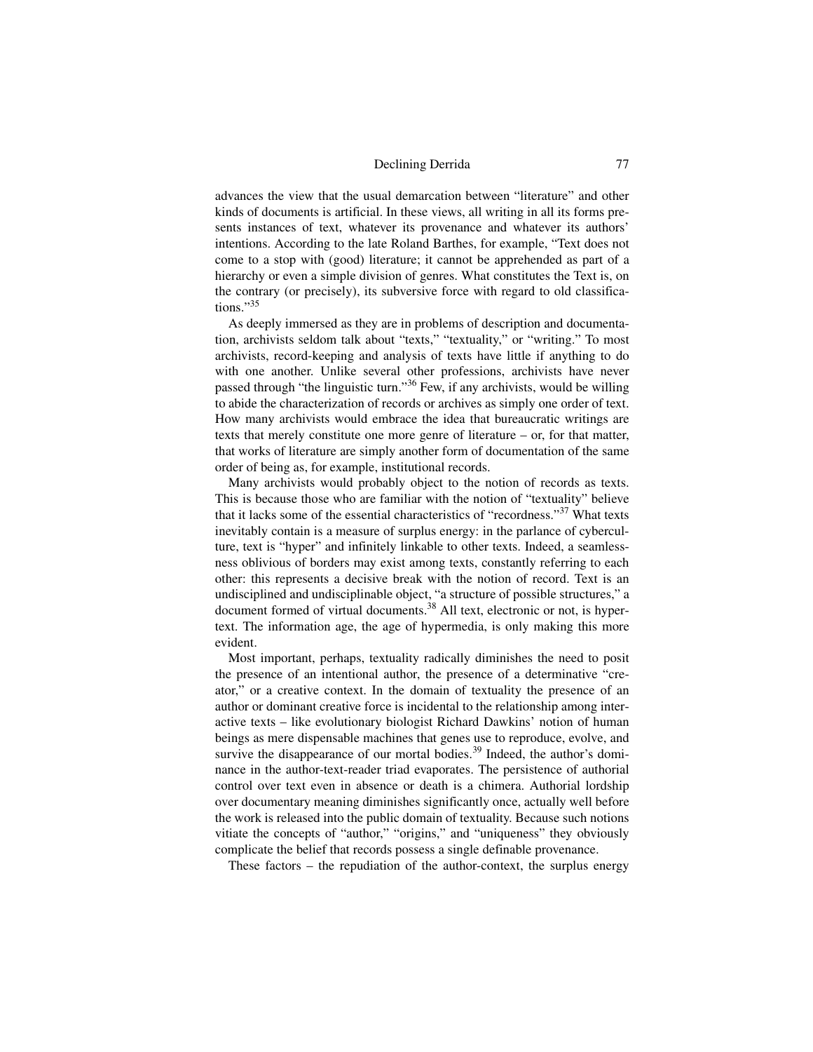advances the view that the usual demarcation between "literature" and other kinds of documents is artificial. In these views, all writing in all its forms presents instances of text, whatever its provenance and whatever its authors' intentions. According to the late Roland Barthes, for example, "Text does not come to a stop with (good) literature; it cannot be apprehended as part of a hierarchy or even a simple division of genres. What constitutes the Text is, on the contrary (or precisely), its subversive force with regard to old classifications."[35]

As deeply immersed as they are in problems of description and documentation, archivists seldom talk about "texts," "textuality," or "writing." To most archivists, record-keeping and analysis of texts have little if anything to do with one another. Unlike several other professions, archivists have never passed through "the linguistic turn."[36] Few, if any archivists, would be willing to abide the characterization of records or archives as simply one order of text. How many archivists would embrace the idea that bureaucratic writings are texts that merely constitute one more genre of literature – or, for that matter, that works of literature are simply another form of documentation of the same order of being as, for example, institutional records.

Many archivists would probably object to the notion of records as texts. This is because those who are familiar with the notion of "textuality" believe that it lacks some of the essential characteristics of "recordness."[37] What texts inevitably contain is a measure of surplus energy: in the parlance of cyberculture, text is "hyper" and infinitely linkable to other texts. Indeed, a seamlessness oblivious of borders may exist among texts, constantly referring to each other: this represents a decisive break with the notion of record. Text is an undisciplined and undisciplinable object, "a structure of possible structures," a document formed of virtual documents.[38] All text, electronic or not, is hypertext. The information age, the age of hypermedia, is only making this more evident.

Most important, perhaps, textuality radically diminishes the need to posit the presence of an intentional author, the presence of a determinative "creator," or a creative context. In the domain of textuality the presence of an author or dominant creative force is incidental to the relationship among interactive texts – like evolutionary biologist Richard Dawkins' notion of human beings as mere dispensable machines that genes use to reproduce, evolve, and survive the disappearance of our mortal bodies.[39] Indeed, the author's dominance in the author-text-reader triad evaporates. The persistence of authorial control over text even in absence or death is a chimera. Authorial lordship over documentary meaning diminishes significantly once, actually well before the work is released into the public domain of textuality. Because such notions vitiate the concepts of "author," "origins," and "uniqueness" they obviously complicate the belief that records possess a single definable provenance.

These factors – the repudiation of the author-context, the surplus energy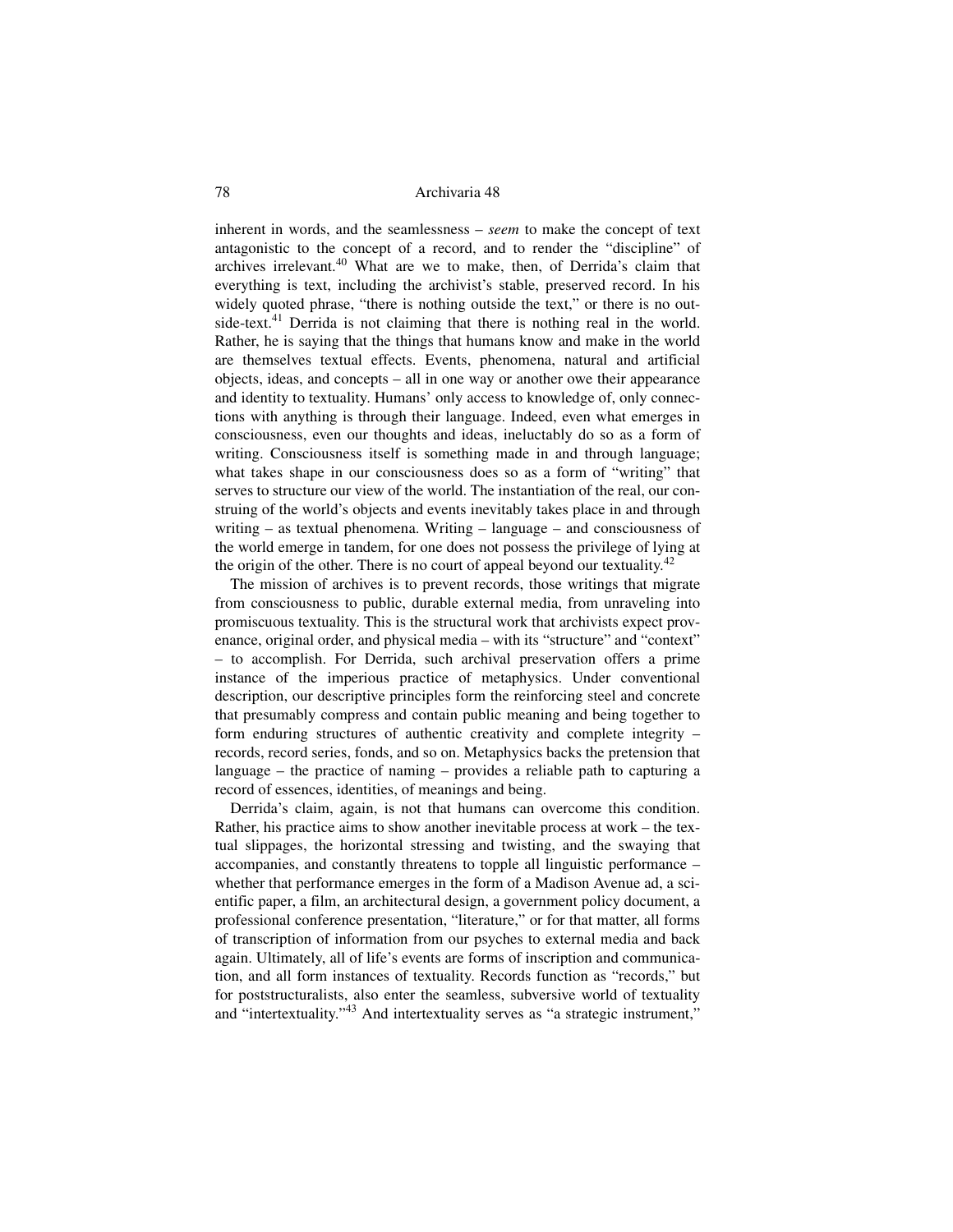inherent in words, and the seamlessness – *seem* to make the concept of text antagonistic to the concept of a record, and to render the "discipline" of archives irrelevant.[40] What are we to make, then, of Derrida's claim that everything is text, including the archivist's stable, preserved record. In his widely quoted phrase, "there is nothing outside the text," or there is no outside-text.[41] Derrida is not claiming that there is nothing real in the world. Rather, he is saying that the things that humans know and make in the world are themselves textual effects. Events, phenomena, natural and artificial objects, ideas, and concepts – all in one way or another owe their appearance and identity to textuality. Humans' only access to knowledge of, only connections with anything is through their language. Indeed, even what emerges in consciousness, even our thoughts and ideas, ineluctably do so as a form of writing. Consciousness itself is something made in and through language; what takes shape in our consciousness does so as a form of "writing" that serves to structure our view of the world. The instantiation of the real, our construing of the world's objects and events inevitably takes place in and through writing – as textual phenomena. Writing – language – and consciousness of the world emerge in tandem, for one does not possess the privilege of lying at the origin of the other. There is no court of appeal beyond our textuality.[42]

The mission of archives is to prevent records, those writings that migrate from consciousness to public, durable external media, from unraveling into promiscuous textuality. This is the structural work that archivists expect provenance, original order, and physical media – with its "structure" and "context" – to accomplish. For Derrida, such archival preservation offers a prime instance of the imperious practice of metaphysics. Under conventional description, our descriptive principles form the reinforcing steel and concrete that presumably compress and contain public meaning and being together to form enduring structures of authentic creativity and complete integrity – records, record series, fonds, and so on. Metaphysics backs the pretension that language – the practice of naming – provides a reliable path to capturing a record of essences, identities, of meanings and being.

Derrida's claim, again, is not that humans can overcome this condition. Rather, his practice aims to show another inevitable process at work – the textual slippages, the horizontal stressing and twisting, and the swaying that accompanies, and constantly threatens to topple all linguistic performance – whether that performance emerges in the form of a Madison Avenue ad, a scientific paper, a film, an architectural design, a government policy document, a professional conference presentation, "literature," or for that matter, all forms of transcription of information from our psyches to external media and back again. Ultimately, all of life's events are forms of inscription and communication, and all form instances of textuality. Records function as "records," but for poststructuralists, also enter the seamless, subversive world of textuality and "intertextuality."[43] And intertextuality serves as "a strategic instrument,"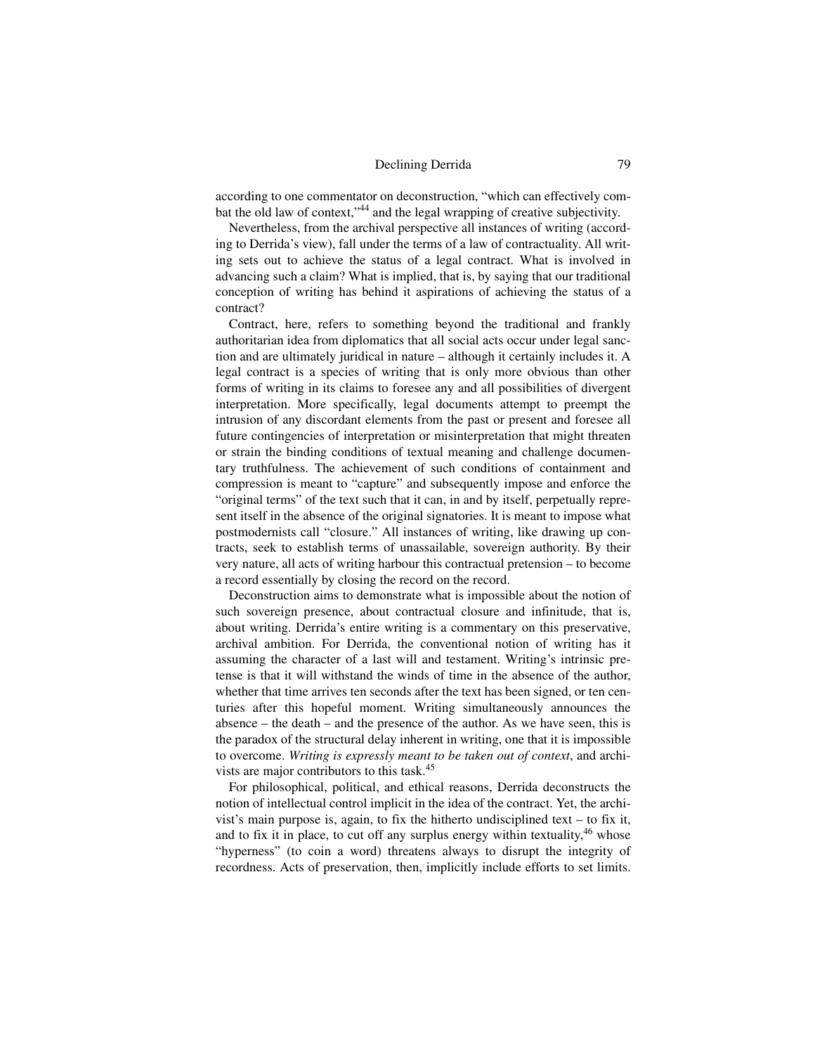according to one commentator on deconstruction, "which can effectively combat the old law of context,"[44] and the legal wrapping of creative subjectivity.

Nevertheless, from the archival perspective all instances of writing (according to Derrida's view), fall under the terms of a law of contractuality. All writing sets out to achieve the status of a legal contract. What is involved in advancing such a claim? What is implied, that is, by saying that our traditional conception of writing has behind it aspirations of achieving the status of a contract?

Contract, here, refers to something beyond the traditional and frankly authoritarian idea from diplomatics that all social acts occur under legal sanction and are ultimately juridical in nature – although it certainly includes it. A legal contract is a species of writing that is only more obvious than other forms of writing in its claims to foresee any and all possibilities of divergent interpretation. More specifically, legal documents attempt to preempt the intrusion of any discordant elements from the past or present and foresee all future contingencies of interpretation or misinterpretation that might threaten or strain the binding conditions of textual meaning and challenge documentary truthfulness. The achievement of such conditions of containment and compression is meant to "capture" and subsequently impose and enforce the "original terms" of the text such that it can, in and by itself, perpetually represent itself in the absence of the original signatories. It is meant to impose what postmodernists call "closure." All instances of writing, like drawing up contracts, seek to establish terms of unassailable, sovereign authority. By their very nature, all acts of writing harbour this contractual pretension – to become a record essentially by closing the record on the record.

Deconstruction aims to demonstrate what is impossible about the notion of such sovereign presence, about contractual closure and infinitude, that is, about writing. Derrida's entire writing is a commentary on this preservative, archival ambition. For Derrida, the conventional notion of writing has it assuming the character of a last will and testament. Writing's intrinsic pretense is that it will withstand the winds of time in the absence of the author, whether that time arrives ten seconds after the text has been signed, or ten centuries after this hopeful moment. Writing simultaneously announces the absence – the death – and the presence of the author. As we have seen, this is the paradox of the structural delay inherent in writing, one that it is impossible to overcome. *Writing is expressly meant to be taken out of context*, and archivists are major contributors to this task.[45]

For philosophical, political, and ethical reasons, Derrida deconstructs the notion of intellectual control implicit in the idea of the contract. Yet, the archivist's main purpose is, again, to fix the hitherto undisciplined text – to fix it, and to fix it in place, to cut off any surplus energy within textuality,[46] whose "hyperness" (to coin a word) threatens always to disrupt the integrity of recordness. Acts of preservation, then, implicitly include efforts to set limits.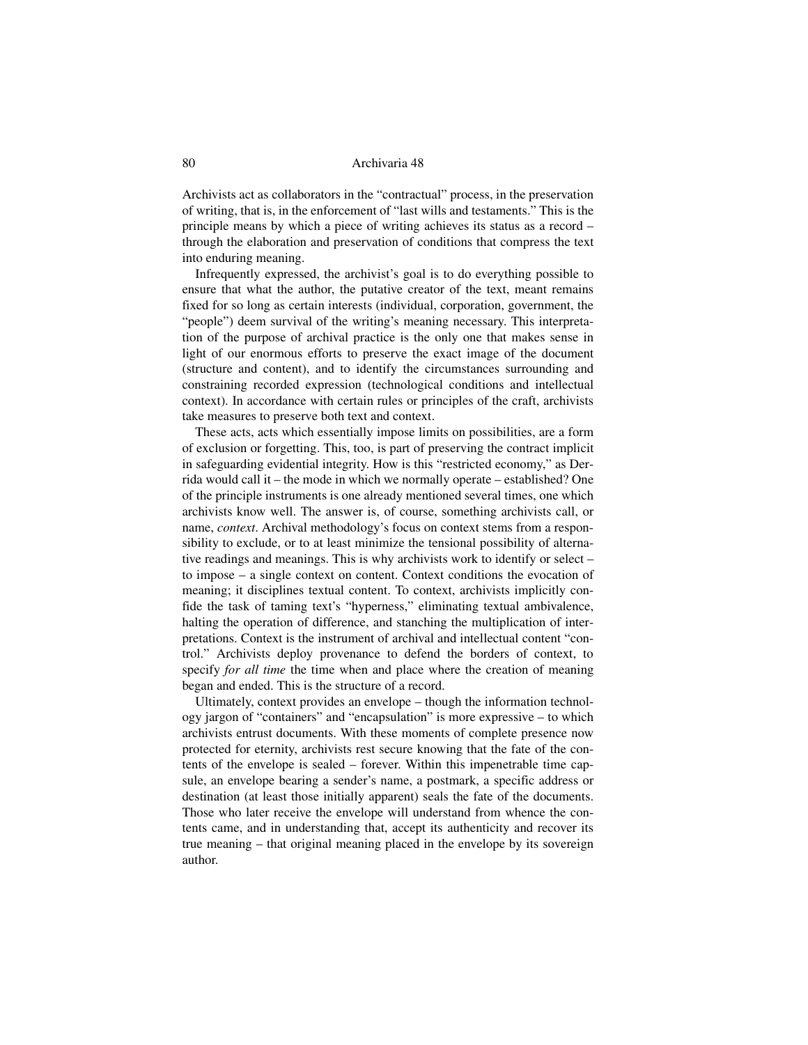Archivists act as collaborators in the "contractual" process, in the preservation of writing, that is, in the enforcement of "last wills and testaments." This is the principle means by which a piece of writing achieves its status as a record – through the elaboration and preservation of conditions that compress the text into enduring meaning.

Infrequently expressed, the archivist's goal is to do everything possible to ensure that what the author, the putative creator of the text, meant remains fixed for so long as certain interests (individual, corporation, government, the "people") deem survival of the writing's meaning necessary. This interpretation of the purpose of archival practice is the only one that makes sense in light of our enormous efforts to preserve the exact image of the document (structure and content), and to identify the circumstances surrounding and constraining recorded expression (technological conditions and intellectual context). In accordance with certain rules or principles of the craft, archivists take measures to preserve both text and context.

These acts, acts which essentially impose limits on possibilities, are a form of exclusion or forgetting. This, too, is part of preserving the contract implicit in safeguarding evidential integrity. How is this "restricted economy," as Derrida would call it – the mode in which we normally operate – established? One of the principle instruments is one already mentioned several times, one which archivists know well. The answer is, of course, something archivists call, or name, *context*. Archival methodology's focus on context stems from a responsibility to exclude, or to at least minimize the tensional possibility of alternative readings and meanings. This is why archivists work to identify or select – to impose – a single context on content. Context conditions the evocation of meaning; it disciplines textual content. To context, archivists implicitly confide the task of taming text's "hyperness," eliminating textual ambivalence, halting the operation of difference, and stanching the multiplication of interpretations. Context is the instrument of archival and intellectual content "control." Archivists deploy provenance to defend the borders of context, to specify *for all time* the time when and place where the creation of meaning began and ended. This is the structure of a record.

Ultimately, context provides an envelope – though the information technology jargon of "containers" and "encapsulation" is more expressive – to which archivists entrust documents. With these moments of complete presence now protected for eternity, archivists rest secure knowing that the fate of the contents of the envelope is sealed – forever. Within this impenetrable time capsule, an envelope bearing a sender's name, a postmark, a specific address or destination (at least those initially apparent) seals the fate of the documents. Those who later receive the envelope will understand from whence the contents came, and in understanding that, accept its authenticity and recover its true meaning – that original meaning placed in the envelope by its sovereign author.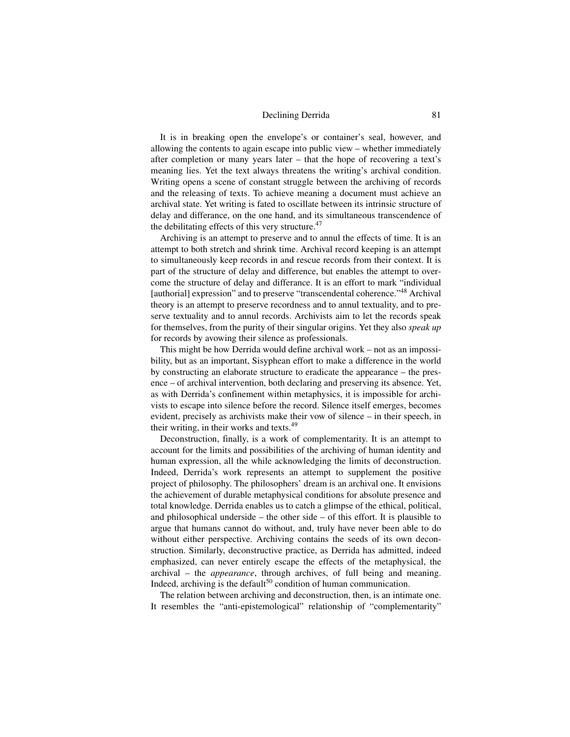It is in breaking open the envelope's or container's seal, however, and allowing the contents to again escape into public view – whether immediately after completion or many years later – that the hope of recovering a text's meaning lies. Yet the text always threatens the writing's archival condition. Writing opens a scene of constant struggle between the archiving of records and the releasing of texts. To achieve meaning a document must achieve an archival state. Yet writing is fated to oscillate between its intrinsic structure of delay and differance, on the one hand, and its simultaneous transcendence of the debilitating effects of this very structure.[47]

Archiving is an attempt to preserve and to annul the effects of time. It is an attempt to both stretch and shrink time. Archival record keeping is an attempt to simultaneously keep records in and rescue records from their context. It is part of the structure of delay and difference, but enables the attempt to overcome the structure of delay and differance. It is an effort to mark "individual [authorial] expression" and to preserve "transcendental coherence."[48] Archival theory is an attempt to preserve recordness and to annul textuality, and to preserve textuality and to annul records. Archivists aim to let the records speak for themselves, from the purity of their singular origins. Yet they also *speak up* for records by avowing their silence as professionals.

This might be how Derrida would define archival work – not as an impossibility, but as an important, Sisyphean effort to make a difference in the world by constructing an elaborate structure to eradicate the appearance – the presence – of archival intervention, both declaring and preserving its absence. Yet, as with Derrida's confinement within metaphysics, it is impossible for archivists to escape into silence before the record. Silence itself emerges, becomes evident, precisely as archivists make their vow of silence – in their speech, in their writing, in their works and texts.[49]

Deconstruction, finally, is a work of complementarity. It is an attempt to account for the limits and possibilities of the archiving of human identity and human expression, all the while acknowledging the limits of deconstruction. Indeed, Derrida's work represents an attempt to supplement the positive project of philosophy. The philosophers' dream is an archival one. It envisions the achievement of durable metaphysical conditions for absolute presence and total knowledge. Derrida enables us to catch a glimpse of the ethical, political, and philosophical underside – the other side – of this effort. It is plausible to argue that humans cannot do without, and, truly have never been able to do without either perspective. Archiving contains the seeds of its own deconstruction. Similarly, deconstructive practice, as Derrida has admitted, indeed emphasized, can never entirely escape the effects of the metaphysical, the archival – the *appearance*, through archives, of full being and meaning. Indeed, archiving is the default[50] condition of human communication.

The relation between archiving and deconstruction, then, is an intimate one. It resembles the "anti-epistemological" relationship of "complementarity"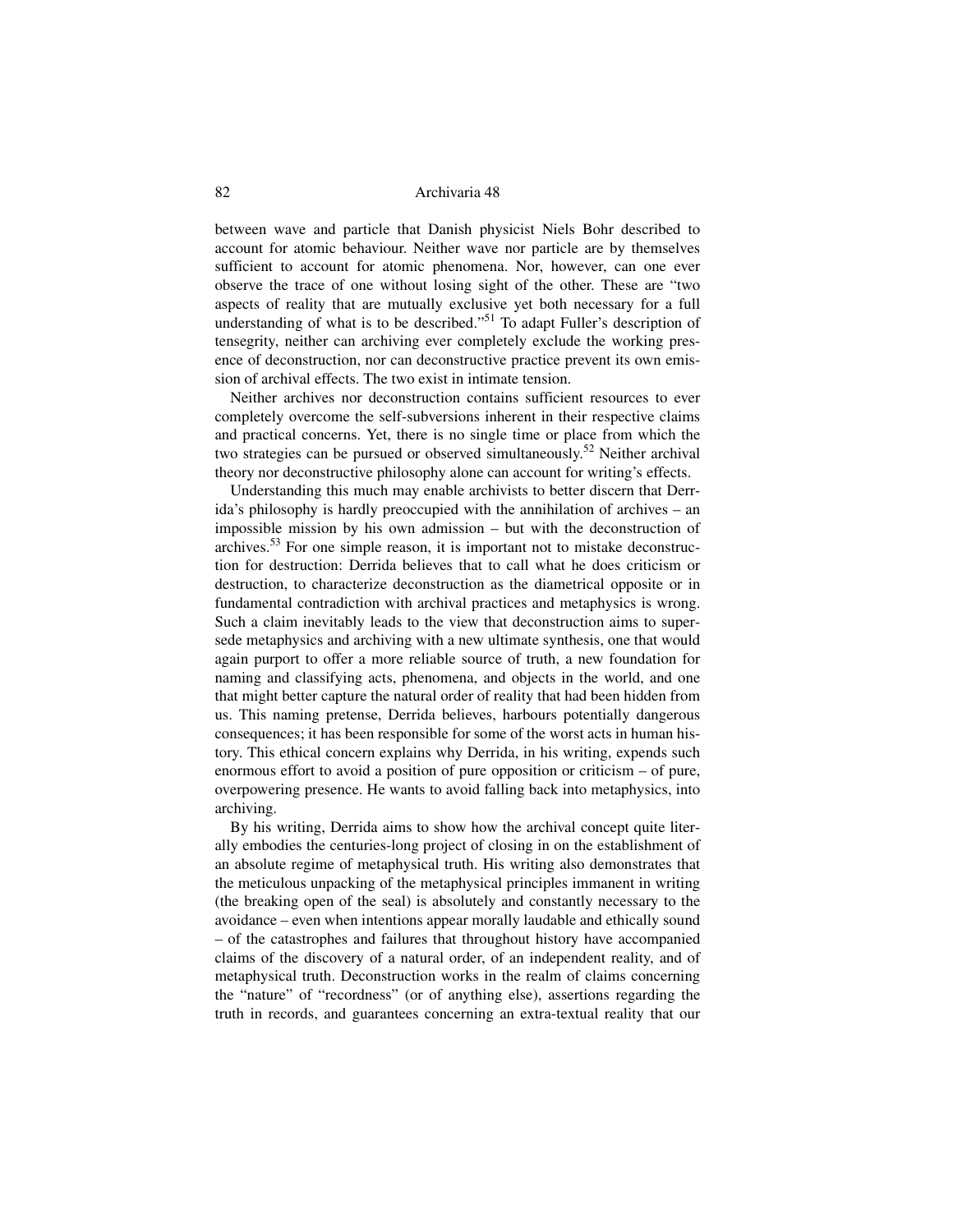between wave and particle that Danish physicist Niels Bohr described to account for atomic behaviour. Neither wave nor particle are by themselves sufficient to account for atomic phenomena. Nor, however, can one ever observe the trace of one without losing sight of the other. These are "two aspects of reality that are mutually exclusive yet both necessary for a full understanding of what is to be described."[51] To adapt Fuller's description of tensegrity, neither can archiving ever completely exclude the working presence of deconstruction, nor can deconstructive practice prevent its own emission of archival effects. The two exist in intimate tension.

Neither archives nor deconstruction contains sufficient resources to ever completely overcome the self-subversions inherent in their respective claims and practical concerns. Yet, there is no single time or place from which the two strategies can be pursued or observed simultaneously.[52] Neither archival theory nor deconstructive philosophy alone can account for writing's effects.

Understanding this much may enable archivists to better discern that Derrida's philosophy is hardly preoccupied with the annihilation of archives – an impossible mission by his own admission – but with the deconstruction of archives.[53] For one simple reason, it is important not to mistake deconstruction for destruction: Derrida believes that to call what he does criticism or destruction, to characterize deconstruction as the diametrical opposite or in fundamental contradiction with archival practices and metaphysics is wrong. Such a claim inevitably leads to the view that deconstruction aims to supersede metaphysics and archiving with a new ultimate synthesis, one that would again purport to offer a more reliable source of truth, a new foundation for naming and classifying acts, phenomena, and objects in the world, and one that might better capture the natural order of reality that had been hidden from us. This naming pretense, Derrida believes, harbours potentially dangerous consequences; it has been responsible for some of the worst acts in human history. This ethical concern explains why Derrida, in his writing, expends such enormous effort to avoid a position of pure opposition or criticism – of pure, overpowering presence. He wants to avoid falling back into metaphysics, into archiving.

By his writing, Derrida aims to show how the archival concept quite literally embodies the centuries-long project of closing in on the establishment of an absolute regime of metaphysical truth. His writing also demonstrates that the meticulous unpacking of the metaphysical principles immanent in writing (the breaking open of the seal) is absolutely and constantly necessary to the avoidance – even when intentions appear morally laudable and ethically sound – of the catastrophes and failures that throughout history have accompanied claims of the discovery of a natural order, of an independent reality, and of metaphysical truth. Deconstruction works in the realm of claims concerning the "nature" of "recordness" (or of anything else), assertions regarding the truth in records, and guarantees concerning an extra-textual reality that our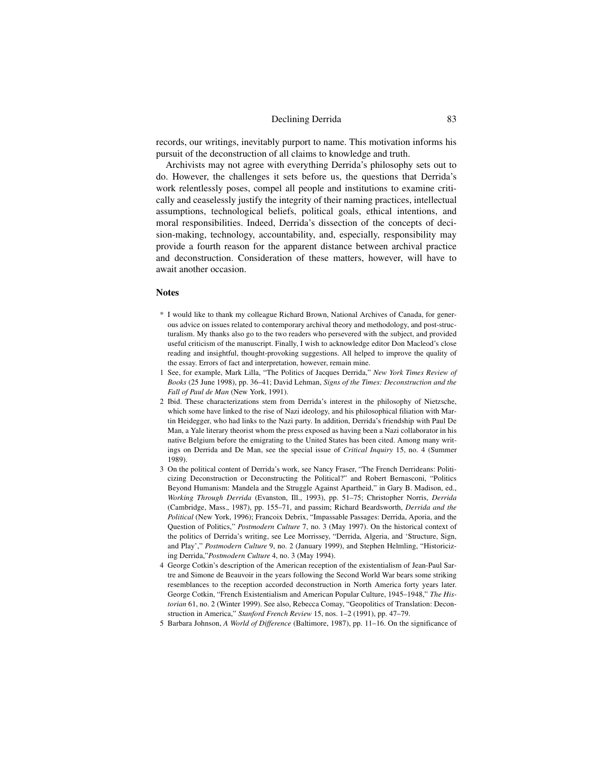records, our writings, inevitably purport to name. This motivation informs his pursuit of the deconstruction of all claims to knowledge and truth.

Archivists may not agree with everything Derrida's philosophy sets out to do. However, the challenges it sets before us, the questions that Derrida's work relentlessly poses, compel all people and institutions to examine critically and ceaselessly justify the integrity of their naming practices, intellectual assumptions, technological beliefs, political goals, ethical intentions, and moral responsibilities. Indeed, Derrida's dissection of the concepts of decision-making, technology, accountability, and, especially, responsibility may provide a fourth reason for the apparent distance between archival practice and deconstruction. Consideration of these matters, however, will have to await another occasion.

## Notes

\* I would like to thank my colleague Richard Brown, National Archives of Canada, for generous advice on issues related to contemporary archival theory and methodology, and post-structuralism. My thanks also go to the two readers who persevered with the subject, and provided useful criticism of the manuscript. Finally, I wish to acknowledge editor Don Macleod's close reading and insightful, thought-provoking suggestions. All helped to improve the quality of the essay. Errors of fact and interpretation, however, remain mine.

1 See, for example, Mark Lilla, "The Politics of Jacques Derrida," *New York Times Review of Books* (25 June 1998), pp. 36–41; David Lehman, *Signs of the Times: Deconstruction and the Fall of Paul de Man* (New York, 1991).

2 Ibid. These characterizations stem from Derrida's interest in the philosophy of Nietzsche, which some have linked to the rise of Nazi ideology, and his philosophical filiation with Martin Heidegger, who had links to the Nazi party. In addition, Derrida's friendship with Paul De Man, a Yale literary theorist whom the press exposed as having been a Nazi collaborator in his native Belgium before the emigrating to the United States has been cited. Among many writings on Derrida and De Man, see the special issue of *Critical Inquiry* 15, no. 4 (Summer 1989).

3 On the political content of Derrida's work, see Nancy Fraser, "The French Derrideans: Politicizing Deconstruction or Deconstructing the Political?" and Robert Bernasconi, "Politics Beyond Humanism: Mandela and the Struggle Against Apartheid," in Gary B. Madison, ed., *Working Through Derrida* (Evanston, Ill., 1993), pp. 51–75; Christopher Norris, *Derrida* (Cambridge, Mass., 1987), pp. 155–71, and passim; Richard Beardsworth, *Derrida and the Political* (New York, 1996); Francoix Debrix, "Impassable Passages: Derrida, Aporia, and the Question of Politics," *Postmodern Culture* 7, no. 3 (May 1997). On the historical context of the politics of Derrida's writing, see Lee Morrissey, "Derrida, Algeria, and 'Structure, Sign, and Play'," *Postmodern Culture* 9, no. 2 (January 1999), and Stephen Helmling, "Historicizing Derrida,"*Postmodern Culture* 4, no. 3 (May 1994).

4 George Cotkin's description of the American reception of the existentialism of Jean-Paul Sartre and Simone de Beauvoir in the years following the Second World War bears some striking resemblances to the reception accorded deconstruction in North America forty years later. George Cotkin, "French Existentialism and American Popular Culture, 1945–1948," *The Historian* 61, no. 2 (Winter 1999). See also, Rebecca Comay, "Geopolitics of Translation: Deconstruction in America," *Stanford French Review* 15, nos. 1–2 (1991), pp. 47–79.

5 Barbara Johnson, *A World of Difference* (Baltimore, 1987), pp. 11–16. On the significance of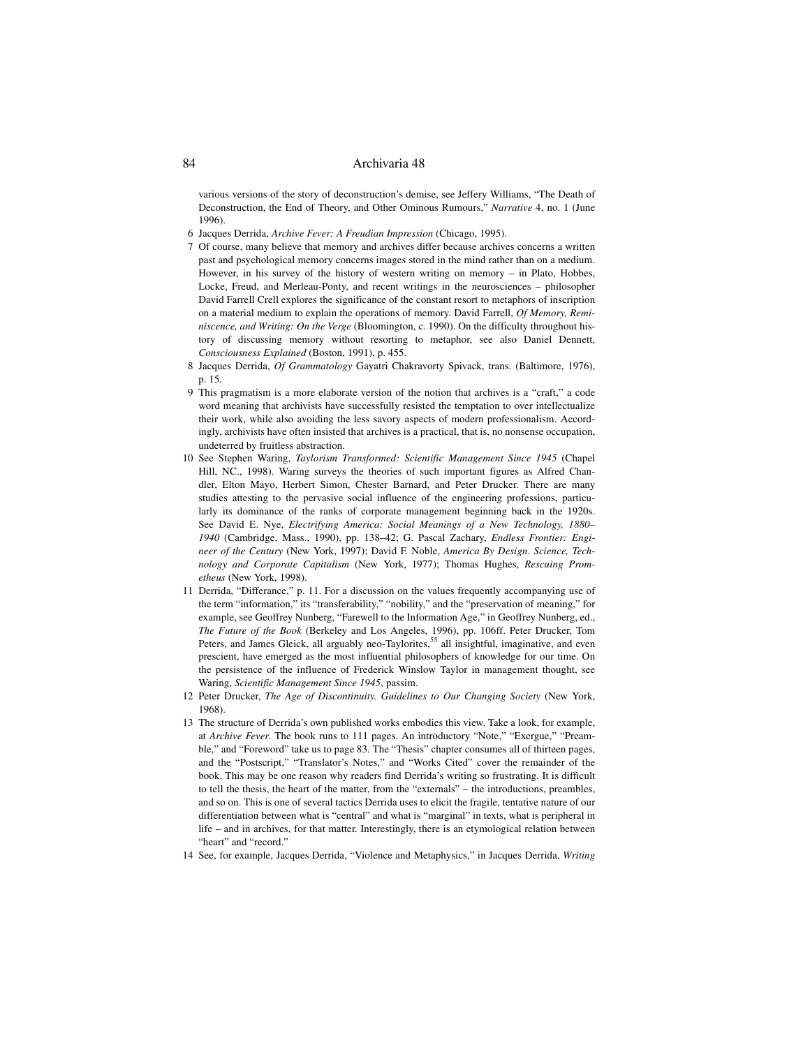various versions of the story of deconstruction's demise, see Jeffery Williams, "The Death of Deconstruction, the End of Theory, and Other Ominous Rumours," *Narrative* 4, no. 1 (June 1996).

6 Jacques Derrida, *Archive Fever: A Freudian Impression* (Chicago, 1995).

7 Of course, many believe that memory and archives differ because archives concerns a written past and psychological memory concerns images stored in the mind rather than on a medium. However, in his survey of the history of western writing on memory – in Plato, Hobbes, Locke, Freud, and Merleau-Ponty, and recent writings in the neurosciences – philosopher David Farrell Crell explores the significance of the constant resort to metaphors of inscription on a material medium to explain the operations of memory. David Farrell, *Of Memory, Reminiscence, and Writing: On the Verge* (Bloomington, c. 1990). On the difficulty throughout history of discussing memory without resorting to metaphor, see also Daniel Dennett, *Consciousness Explained* (Boston, 1991), p. 455.

8 Jacques Derrida, *Of Grammatology* Gayatri Chakravorty Spivack, trans. (Baltimore, 1976), p. 15.

9 This pragmatism is a more elaborate version of the notion that archives is a "craft," a code word meaning that archivists have successfully resisted the temptation to over intellectualize their work, while also avoiding the less savory aspects of modern professionalism. Accordingly, archivists have often insisted that archives is a practical, that is, no nonsense occupation, undeterred by fruitless abstraction.

10 See Stephen Waring, *Taylorism Transformed: Scientific Management Since 1945* (Chapel Hill, NC., 1998). Waring surveys the theories of such important figures as Alfred Chandler, Elton Mayo, Herbert Simon, Chester Barnard, and Peter Drucker. There are many studies attesting to the pervasive social influence of the engineering professions, particularly its dominance of the ranks of corporate management beginning back in the 1920s. See David E. Nye, *Electrifying America: Social Meanings of a New Technology, 1880–1940* (Cambridge, Mass., 1990), pp. 138–42; G. Pascal Zachary, *Endless Frontier: Engineer of the Century* (New York, 1997); David F. Noble, *America By Design. Science, Technology and Corporate Capitalism* (New York, 1977); Thomas Hughes, *Rescuing Prometheus* (New York, 1998).

11 Derrida, "Differance," p. 11. For a discussion on the values frequently accompanying use of the term "information," its "transferability," "nobility," and the "preservation of meaning," for example, see Geoffrey Nunberg, "Farewell to the Information Age," in Geoffrey Nunberg, ed., *The Future of the Book* (Berkeley and Los Angeles, 1996), pp. 106ff. Peter Drucker, Tom Peters, and James Gleick, all arguably neo-Taylorites,[55] all insightful, imaginative, and even prescient, have emerged as the most influential philosophers of knowledge for our time. On the persistence of the influence of Frederick Winslow Taylor in management thought, see Waring, *Scientific Management Since 1945*, passim.

12 Peter Drucker, *The Age of Discontinuity. Guidelines to Our Changing Society* (New York, 1968).

13 The structure of Derrida's own published works embodies this view. Take a look, for example, at *Archive Fever.* The book runs to 111 pages. An introductory "Note," "Exergue," "Preamble," and "Foreword" take us to page 83. The "Thesis" chapter consumes all of thirteen pages, and the "Postscript," "Translator's Notes," and "Works Cited" cover the remainder of the book. This may be one reason why readers find Derrida's writing so frustrating. It is difficult to tell the thesis, the heart of the matter, from the "externals" – the introductions, preambles, and so on. This is one of several tactics Derrida uses to elicit the fragile, tentative nature of our differentiation between what is "central" and what is "marginal" in texts, what is peripheral in life – and in archives, for that matter. Interestingly, there is an etymological relation between "heart" and "record."

14 See, for example, Jacques Derrida, "Violence and Metaphysics," in Jacques Derrida, *Writing*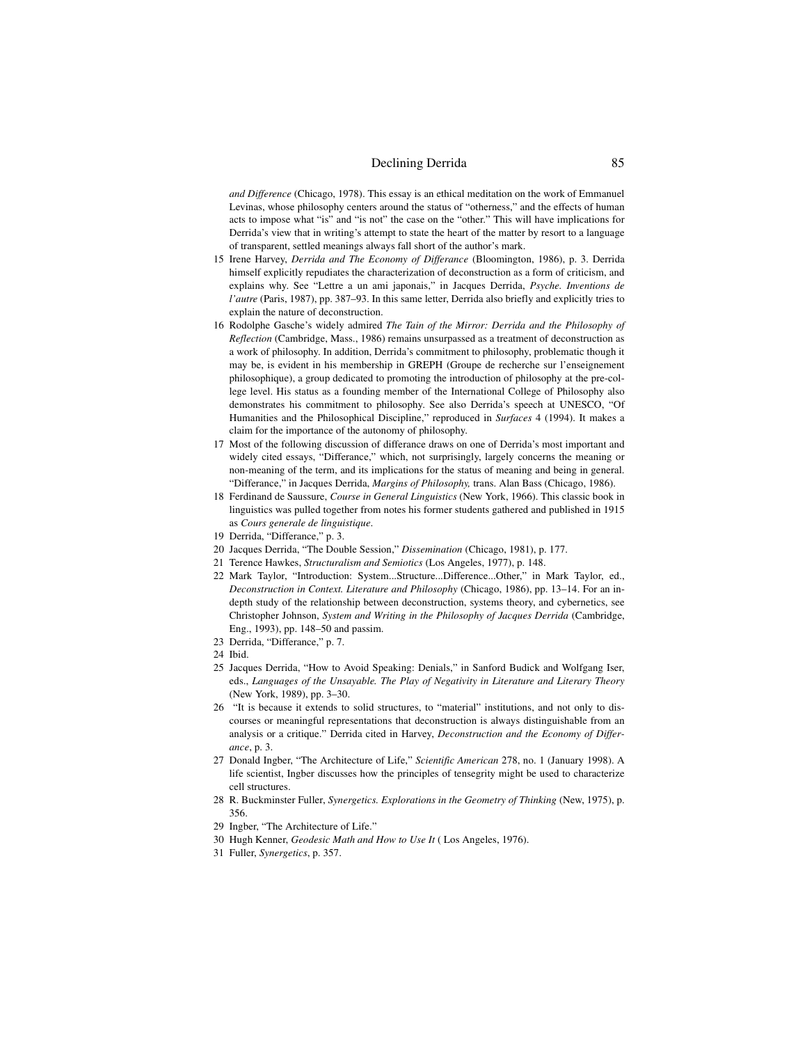*and Difference* (Chicago, 1978). This essay is an ethical meditation on the work of Emmanuel Levinas, whose philosophy centers around the status of "otherness," and the effects of human acts to impose what "is" and "is not" the case on the "other." This will have implications for Derrida's view that in writing's attempt to state the heart of the matter by resort to a language of transparent, settled meanings always fall short of the author's mark.

15 Irene Harvey, *Derrida and The Economy of Differance* (Bloomington, 1986), p. 3. Derrida himself explicitly repudiates the characterization of deconstruction as a form of criticism, and explains why. See "Lettre a un ami japonais," in Jacques Derrida, *Psyche. Inventions de l'autre* (Paris, 1987), pp. 387–93. In this same letter, Derrida also briefly and explicitly tries to explain the nature of deconstruction.

16 Rodolphe Gasche's widely admired *The Tain of the Mirror: Derrida and the Philosophy of Reflection* (Cambridge, Mass., 1986) remains unsurpassed as a treatment of deconstruction as a work of philosophy. In addition, Derrida's commitment to philosophy, problematic though it may be, is evident in his membership in GREPH (Groupe de recherche sur l'enseignement philosophique), a group dedicated to promoting the introduction of philosophy at the pre-college level. His status as a founding member of the International College of Philosophy also demonstrates his commitment to philosophy. See also Derrida's speech at UNESCO, "Of Humanities and the Philosophical Discipline," reproduced in *Surfaces* 4 (1994). It makes a claim for the importance of the autonomy of philosophy.

17 Most of the following discussion of differance draws on one of Derrida's most important and widely cited essays, "Differance," which, not surprisingly, largely concerns the meaning or non-meaning of the term, and its implications for the status of meaning and being in general. "Differance," in Jacques Derrida, *Margins of Philosophy,* trans. Alan Bass (Chicago, 1986).

18 Ferdinand de Saussure, *Course in General Linguistics* (New York, 1966). This classic book in linguistics was pulled together from notes his former students gathered and published in 1915 as *Cours generale de linguistique*.

19 Derrida, "Differance," p. 3.

20 Jacques Derrida, "The Double Session," *Dissemination* (Chicago, 1981), p. 177.

21 Terence Hawkes, *Structuralism and Semiotics* (Los Angeles, 1977), p. 148.

22 Mark Taylor, "Introduction: System...Structure...Difference...Other," in Mark Taylor, ed., *Deconstruction in Context. Literature and Philosophy* (Chicago, 1986), pp. 13–14. For an in-depth study of the relationship between deconstruction, systems theory, and cybernetics, see Christopher Johnson, *System and Writing in the Philosophy of Jacques Derrida* (Cambridge, Eng., 1993), pp. 148–50 and passim.

23 Derrida, "Differance," p. 7.

24 Ibid.

25 Jacques Derrida, "How to Avoid Speaking: Denials," in Sanford Budick and Wolfgang Iser, eds., *Languages of the Unsayable. The Play of Negativity in Literature and Literary Theory* (New York, 1989), pp. 3–30.

26 "It is because it extends to solid structures, to "material" institutions, and not only to discourses or meaningful representations that deconstruction is always distinguishable from an analysis or a critique." Derrida cited in Harvey, *Deconstruction and the Economy of Differance*, p. 3.

27 Donald Ingber, "The Architecture of Life," *Scientific American* 278, no. 1 (January 1998). A life scientist, Ingber discusses how the principles of tensegrity might be used to characterize cell structures.

28 R. Buckminster Fuller, *Synergetics. Explorations in the Geometry of Thinking* (New, 1975), p. 356.

29 Ingber, "The Architecture of Life."

30 Hugh Kenner, *Geodesic Math and How to Use It* ( Los Angeles, 1976).

31 Fuller, *Synergetics*, p. 357.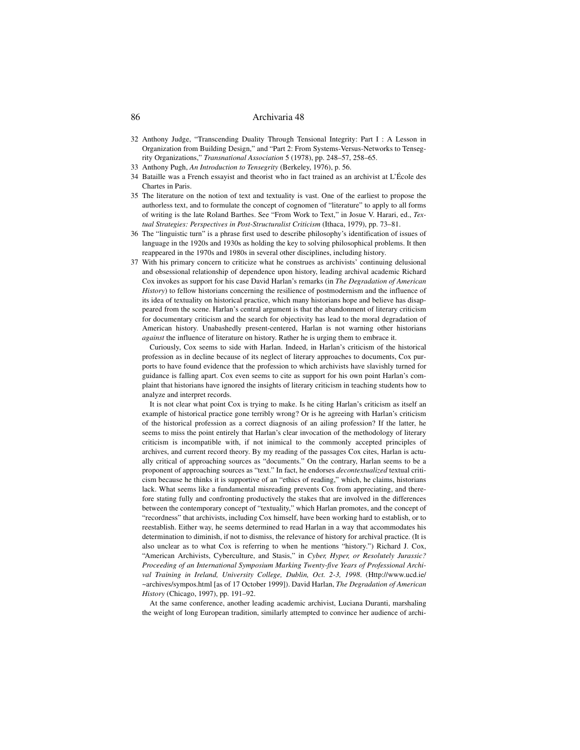32 Anthony Judge, "Transcending Duality Through Tensional Integrity: Part I : A Lesson in Organization from Building Design," and "Part 2: From Systems-Versus-Networks to Tensegrity Organizations," *Transnational Association* 5 (1978), pp. 248–57, 258–65.

33 Anthony Pugh, *An Introduction to Tensegrity* (Berkeley, 1976), p. 56.

34 Bataille was a French essayist and theorist who in fact trained as an archivist at L'École des Chartes in Paris.

35 The literature on the notion of text and textuality is vast. One of the earliest to propose the authorless text, and to formulate the concept of cognomen of "literature" to apply to all forms of writing is the late Roland Barthes. See "From Work to Text," in Josue V. Harari, ed., *Textual Strategies: Perspectives in Post-Structuralist Criticism* (Ithaca, 1979), pp. 73–81.

36 The "linguistic turn" is a phrase first used to describe philosophy's identification of issues of language in the 1920s and 1930s as holding the key to solving philosophical problems. It then reappeared in the 1970s and 1980s in several other disciplines, including history.

37 With his primary concern to criticize what he construes as archivists' continuing delusional and obsessional relationship of dependence upon history, leading archival academic Richard Cox invokes as support for his case David Harlan's remarks (in *The Degradation of American History*) to fellow historians concerning the resilience of postmodernism and the influence of its idea of textuality on historical practice, which many historians hope and believe has disappeared from the scene. Harlan's central argument is that the abandonment of literary criticism for documentary criticism and the search for objectivity has lead to the moral degradation of American history. Unabashedly present-centered, Harlan is not warning other historians *against* the influence of literature on history. Rather he is urging them to embrace it.

Curiously, Cox seems to side with Harlan. Indeed, in Harlan's criticism of the historical profession as in decline because of its neglect of literary approaches to documents, Cox purports to have found evidence that the profession to which archivists have slavishly turned for guidance is falling apart. Cox even seems to cite as support for his own point Harlan's complaint that historians have ignored the insights of literary criticism in teaching students how to analyze and interpret records.

It is not clear what point Cox is trying to make. Is he citing Harlan's criticism as itself an example of historical practice gone terribly wrong? Or is he agreeing with Harlan's criticism of the historical profession as a correct diagnosis of an ailing profession? If the latter, he seems to miss the point entirely that Harlan's clear invocation of the methodology of literary criticism is incompatible with, if not inimical to the commonly accepted principles of archives, and current record theory. By my reading of the passages Cox cites, Harlan is actually critical of approaching sources as "documents." On the contrary, Harlan seems to be a proponent of approaching sources as "text." In fact, he endorses *decontextualized* textual criticism because he thinks it is supportive of an "ethics of reading," which, he claims, historians lack. What seems like a fundamental misreading prevents Cox from appreciating, and therefore stating fully and confronting productively the stakes that are involved in the differences between the contemporary concept of "textuality," which Harlan promotes, and the concept of "recordness" that archivists, including Cox himself, have been working hard to establish, or to reestablish. Either way, he seems determined to read Harlan in a way that accommodates his determination to diminish, if not to dismiss, the relevance of history for archival practice. (It is also unclear as to what Cox is referring to when he mentions "history.") Richard J. Cox, "American Archivists, Cyberculture, and Stasis," in *Cyber, Hyper, or Resolutely Jurassic? Proceeding of an International Symposium Marking Twenty-five Years of Professional Archival Training in Ireland, University College, Dublin, Oct. 2-3, 1998.* (Http://www.ucd.ie/~archives/sympos.html [as of 17 October 1999]). David Harlan, *The Degradation of American History* (Chicago, 1997), pp. 191–92.

At the same conference, another leading academic archivist, Luciana Duranti, marshaling the weight of long European tradition, similarly attempted to convince her audience of archi-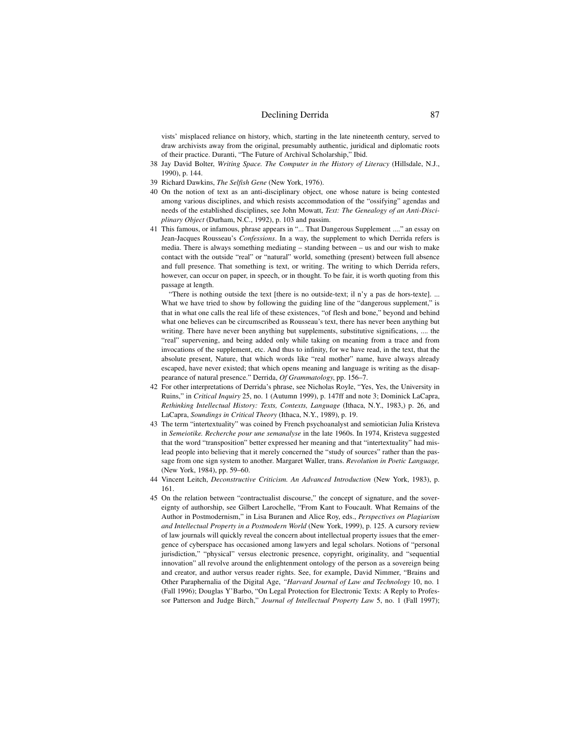vists' misplaced reliance on history, which, starting in the late nineteenth century, served to draw archivists away from the original, presumably authentic, juridical and diplomatic roots of their practice. Duranti, "The Future of Archival Scholarship," Ibid.

38 Jay David Bolter, *Writing Space. The Computer in the History of Literacy* (Hillsdale, N.J., 1990), p. 144.

39 Richard Dawkins, *The Selfish Gene* (New York, 1976).

40 On the notion of text as an anti-disciplinary object, one whose nature is being contested among various disciplines, and which resists accommodation of the "ossifying" agendas and needs of the established disciplines, see John Mowatt, *Text: The Genealogy of an Anti-Disciplinary Object* (Durham, N.C., 1992), p. 103 and passim.

41 This famous, or infamous, phrase appears in "... That Dangerous Supplement ...." an essay on Jean-Jacques Rousseau's *Confessions*. In a way, the supplement to which Derrida refers is media. There is always something mediating – standing between – us and our wish to make contact with the outside "real" or "natural" world, something (present) between full absence and full presence. That something is text, or writing. The writing to which Derrida refers, however, can occur on paper, in speech, or in thought. To be fair, it is worth quoting from this passage at length.

"There is nothing outside the text [there is no outside-text; il n'y a pas de hors-texte]. ... What we have tried to show by following the guiding line of the "dangerous supplement," is that in what one calls the real life of these existences, "of flesh and bone," beyond and behind what one believes can be circumscribed as Rousseau's text, there has never been anything but writing. There have never been anything but supplements, substitutive significations, .... the "real" supervening, and being added only while taking on meaning from a trace and from invocations of the supplement, etc. And thus to infinity, for we have read, in the text, that the absolute present, Nature, that which words like "real mother" name, have always already escaped, have never existed; that which opens meaning and language is writing as the disappearance of natural presence." Derrida, *Of Grammatology*, pp. 156–7.

42 For other interpretations of Derrida's phrase, see Nicholas Royle, "Yes, Yes, the University in Ruins," in *Critical Inquiry* 25, no. 1 (Autumn 1999), p. 147ff and note 3; Dominick LaCapra, *Rethinking Intellectual History: Texts, Contexts, Language* (Ithaca, N.Y., 1983,) p. 26, and LaCapra, *Soundings in Critical Theory* (Ithaca, N.Y., 1989), p. 19.

43 The term "intertextuality" was coined by French psychoanalyst and semiotician Julia Kristeva in *Semeiotike. Recherche pour une semanalyse* in the late 1960s. In 1974, Kristeva suggested that the word "transposition" better expressed her meaning and that "intertextuality" had mislead people into believing that it merely concerned the "study of sources" rather than the passage from one sign system to another. Margaret Waller, trans. *Revolution in Poetic Language,* (New York, 1984), pp. 59–60.

44 Vincent Leitch, *Deconstructive Criticism. An Advanced Introduction* (New York, 1983), p. 161.

45 On the relation between "contractualist discourse," the concept of signature, and the sovereignty of authorship, see Gilbert Larochelle, "From Kant to Foucault. What Remains of the Author in Postmodernism," in Lisa Buranen and Alice Roy, eds., *Perspectives on Plagiarism and Intellectual Property in a Postmodern World* (New York, 1999), p. 125. A cursory review of law journals will quickly reveal the concern about intellectual property issues that the emergence of cyberspace has occasioned among lawyers and legal scholars. Notions of "personal jurisdiction," "physical" versus electronic presence, copyright, originality, and "sequential innovation" all revolve around the enlightenment ontology of the person as a sovereign being and creator, and author versus reader rights. See, for example, David Nimmer, "Brains and Other Paraphernalia of the Digital Age, *"Harvard Journal of Law and Technology* 10, no. 1 (Fall 1996); Douglas Y'Barbo, "On Legal Protection for Electronic Texts: A Reply to Professor Patterson and Judge Birch," *Journal of Intellectual Property Law* 5, no. 1 (Fall 1997);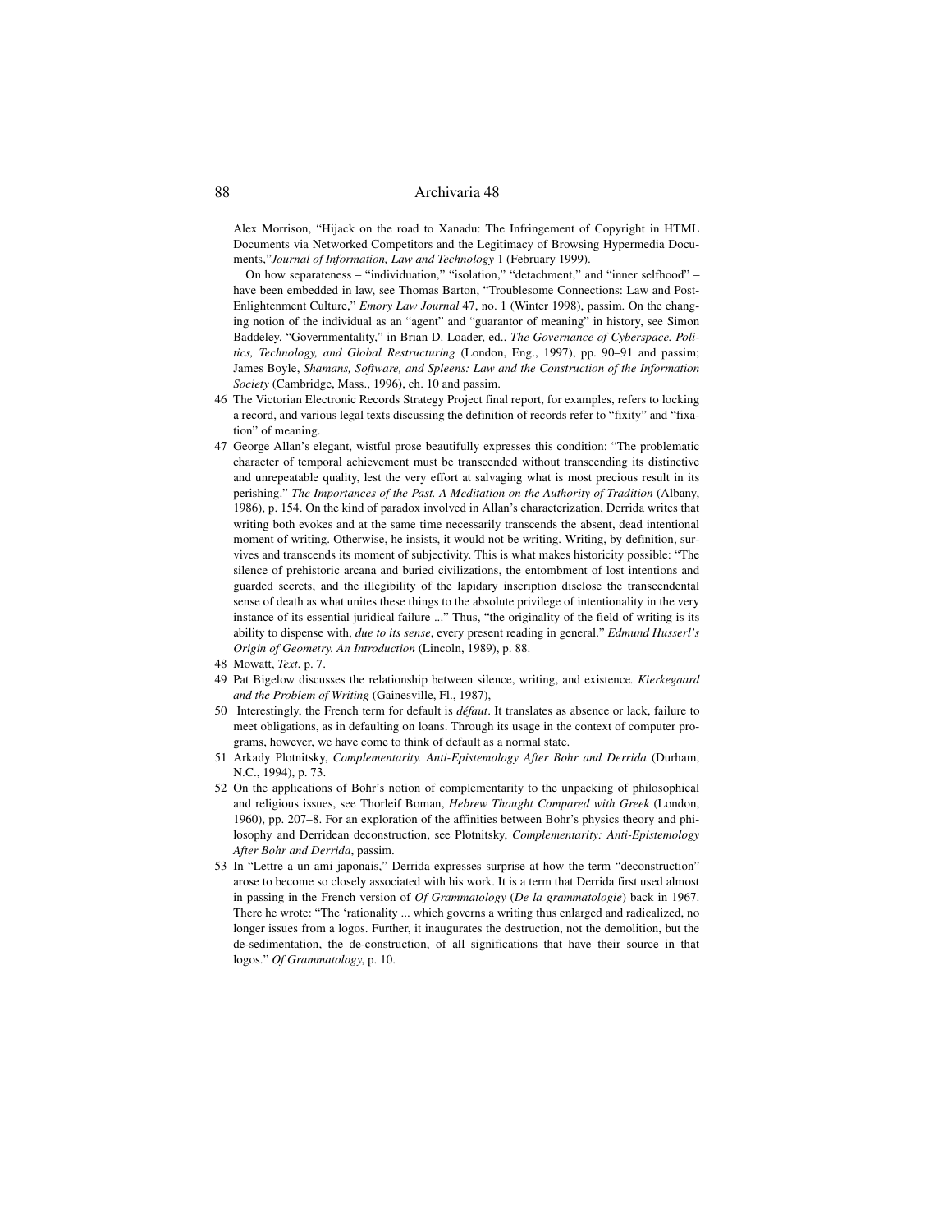Alex Morrison, "Hijack on the road to Xanadu: The Infringement of Copyright in HTML Documents via Networked Competitors and the Legitimacy of Browsing Hypermedia Documents,"*Journal of Information, Law and Technology* 1 (February 1999).

On how separateness – "individuation," "isolation," "detachment," and "inner selfhood" – have been embedded in law, see Thomas Barton, "Troublesome Connections: Law and Post-Enlightenment Culture," *Emory Law Journal* 47, no. 1 (Winter 1998), passim. On the changing notion of the individual as an "agent" and "guarantor of meaning" in history, see Simon Baddeley, "Governmentality," in Brian D. Loader, ed., *The Governance of Cyberspace. Politics, Technology, and Global Restructuring* (London, Eng., 1997), pp. 90–91 and passim; James Boyle, *Shamans, Software, and Spleens: Law and the Construction of the Information Society* (Cambridge, Mass., 1996), ch. 10 and passim.

46 The Victorian Electronic Records Strategy Project final report, for examples, refers to locking a record, and various legal texts discussing the definition of records refer to "fixity" and "fixation" of meaning.

47 George Allan's elegant, wistful prose beautifully expresses this condition: "The problematic character of temporal achievement must be transcended without transcending its distinctive and unrepeatable quality, lest the very effort at salvaging what is most precious result in its perishing." *The Importances of the Past. A Meditation on the Authority of Tradition* (Albany, 1986), p. 154. On the kind of paradox involved in Allan's characterization, Derrida writes that writing both evokes and at the same time necessarily transcends the absent, dead intentional moment of writing. Otherwise, he insists, it would not be writing. Writing, by definition, survives and transcends its moment of subjectivity. This is what makes historicity possible: "The silence of prehistoric arcana and buried civilizations, the entombment of lost intentions and guarded secrets, and the illegibility of the lapidary inscription disclose the transcendental sense of death as what unites these things to the absolute privilege of intentionality in the very instance of its essential juridical failure ..." Thus, "the originality of the field of writing is its ability to dispense with, *due to its sense*, every present reading in general." *Edmund Husserl's Origin of Geometry. An Introduction* (Lincoln, 1989), p. 88.

48 Mowatt, *Text*, p. 7.

49 Pat Bigelow discusses the relationship between silence, writing, and existence. *Kierkegaard and the Problem of Writing* (Gainesville, Fl., 1987),

50 Interestingly, the French term for default is *défaut*. It translates as absence or lack, failure to meet obligations, as in defaulting on loans. Through its usage in the context of computer programs, however, we have come to think of default as a normal state.

51 Arkady Plotnitsky, *Complementarity. Anti-Epistemology After Bohr and Derrida* (Durham, N.C., 1994), p. 73.

52 On the applications of Bohr's notion of complementarity to the unpacking of philosophical and religious issues, see Thorleif Boman, *Hebrew Thought Compared with Greek* (London, 1960), pp. 207–8. For an exploration of the affinities between Bohr's physics theory and philosophy and Derridean deconstruction, see Plotnitsky, *Complementarity: Anti-Epistemology After Bohr and Derrida*, passim.

53 In "Lettre a un ami japonais," Derrida expresses surprise at how the term "deconstruction" arose to become so closely associated with his work. It is a term that Derrida first used almost in passing in the French version of *Of Grammatology* (*De la grammatologie*) back in 1967. There he wrote: "The 'rationality ... which governs a writing thus enlarged and radicalized, no longer issues from a logos. Further, it inaugurates the destruction, not the demolition, but the de-sedimentation, the de-construction, of all significations that have their source in that logos." *Of Grammatology*, p. 10.